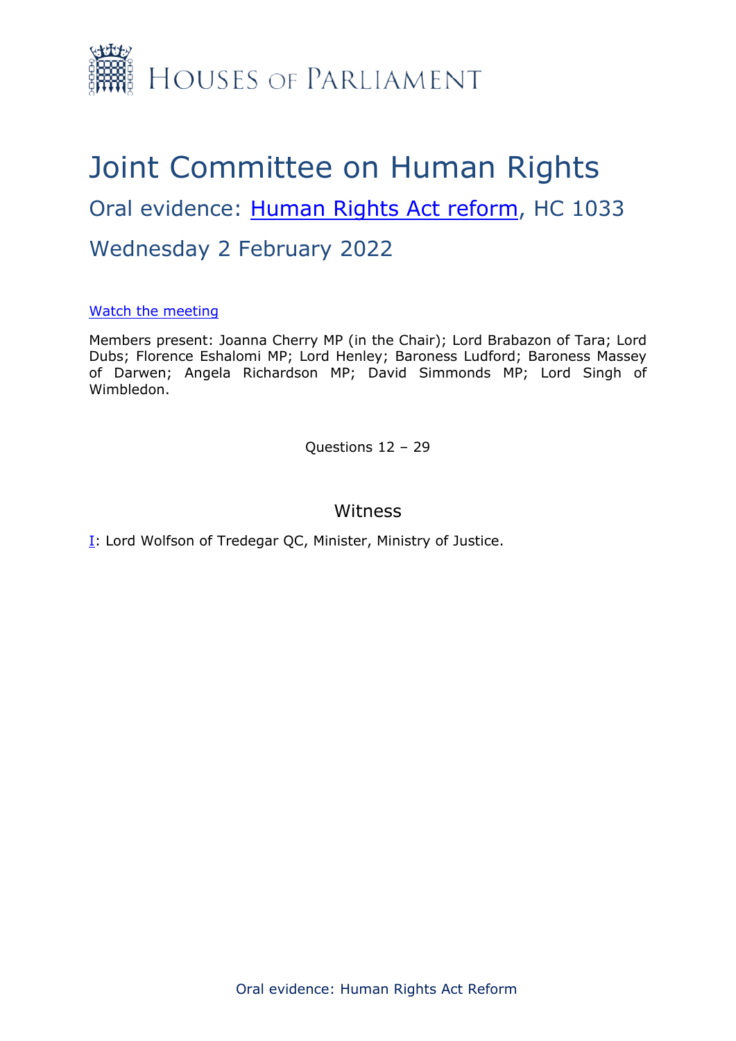HOUSES OF PARLIAMENT

# Joint Committee on Human Rights

## Oral evidence: [Human Rights Act reform](), HC 1033

## Wednesday 2 February 2022

[Watch the meeting]()

Members present: Joanna Cherry MP (in the Chair); Lord Brabazon of Tara; Lord Dubs; Florence Eshalomi MP; Lord Henley; Baroness Ludford; Baroness Massey of Darwen; Angela Richardson MP; David Simmonds MP; Lord Singh of Wimbledon.

Questions 12 – 29

### Witness

[I](): Lord Wolfson of Tredegar QC, Minister, Ministry of Justice.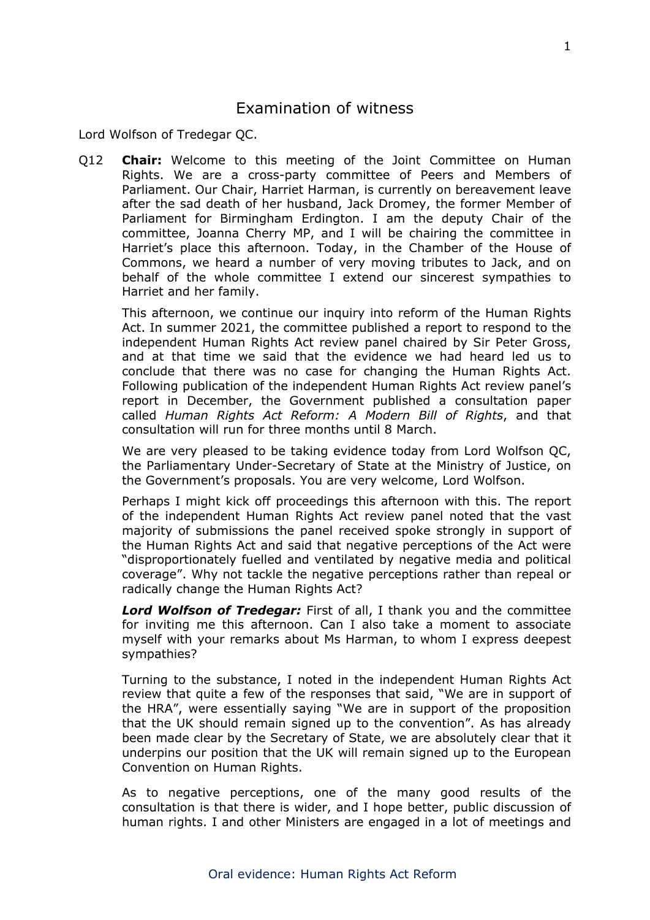# Examination of witness

Lord Wolfson of Tredegar QC.

Q12 **Chair:** Welcome to this meeting of the Joint Committee on Human Rights. We are a cross-party committee of Peers and Members of Parliament. Our Chair, Harriet Harman, is currently on bereavement leave after the sad death of her husband, Jack Dromey, the former Member of Parliament for Birmingham Erdington. I am the deputy Chair of the committee, Joanna Cherry MP, and I will be chairing the committee in Harriet's place this afternoon. Today, in the Chamber of the House of Commons, we heard a number of very moving tributes to Jack, and on behalf of the whole committee I extend our sincerest sympathies to Harriet and her family.

This afternoon, we continue our inquiry into reform of the Human Rights Act. In summer 2021, the committee published a report to respond to the independent Human Rights Act review panel chaired by Sir Peter Gross, and at that time we said that the evidence we had heard led us to conclude that there was no case for changing the Human Rights Act. Following publication of the independent Human Rights Act review panel's report in December, the Government published a consultation paper called *Human Rights Act Reform: A Modern Bill of Rights*, and that consultation will run for three months until 8 March.

We are very pleased to be taking evidence today from Lord Wolfson QC, the Parliamentary Under-Secretary of State at the Ministry of Justice, on the Government's proposals. You are very welcome, Lord Wolfson.

Perhaps I might kick off proceedings this afternoon with this. The report of the independent Human Rights Act review panel noted that the vast majority of submissions the panel received spoke strongly in support of the Human Rights Act and said that negative perceptions of the Act were "disproportionately fuelled and ventilated by negative media and political coverage". Why not tackle the negative perceptions rather than repeal or radically change the Human Rights Act?

***Lord Wolfson of Tredegar:*** First of all, I thank you and the committee for inviting me this afternoon. Can I also take a moment to associate myself with your remarks about Ms Harman, to whom I express deepest sympathies?

Turning to the substance, I noted in the independent Human Rights Act review that quite a few of the responses that said, "We are in support of the HRA", were essentially saying "We are in support of the proposition that the UK should remain signed up to the convention". As has already been made clear by the Secretary of State, we are absolutely clear that it underpins our position that the UK will remain signed up to the European Convention on Human Rights.

As to negative perceptions, one of the many good results of the consultation is that there is wider, and I hope better, public discussion of human rights. I and other Ministers are engaged in a lot of meetings and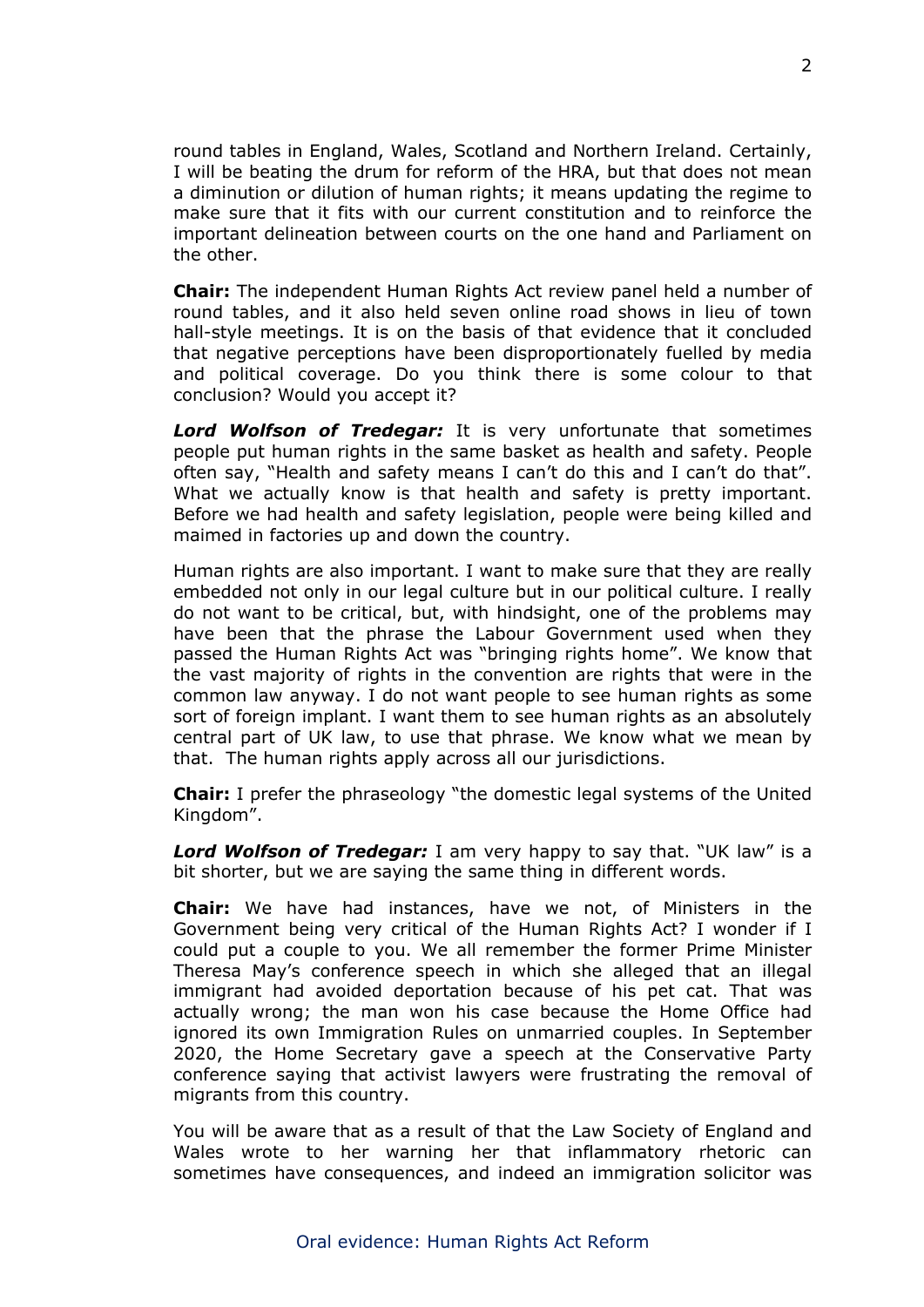round tables in England, Wales, Scotland and Northern Ireland. Certainly, I will be beating the drum for reform of the HRA, but that does not mean a diminution or dilution of human rights; it means updating the regime to make sure that it fits with our current constitution and to reinforce the important delineation between courts on the one hand and Parliament on the other.

**Chair:** The independent Human Rights Act review panel held a number of round tables, and it also held seven online road shows in lieu of town hall-style meetings. It is on the basis of that evidence that it concluded that negative perceptions have been disproportionately fuelled by media and political coverage. Do you think there is some colour to that conclusion? Would you accept it?

***Lord Wolfson of Tredegar:*** It is very unfortunate that sometimes people put human rights in the same basket as health and safety. People often say, "Health and safety means I can't do this and I can't do that". What we actually know is that health and safety is pretty important. Before we had health and safety legislation, people were being killed and maimed in factories up and down the country.

Human rights are also important. I want to make sure that they are really embedded not only in our legal culture but in our political culture. I really do not want to be critical, but, with hindsight, one of the problems may have been that the phrase the Labour Government used when they passed the Human Rights Act was "bringing rights home". We know that the vast majority of rights in the convention are rights that were in the common law anyway. I do not want people to see human rights as some sort of foreign implant. I want them to see human rights as an absolutely central part of UK law, to use that phrase. We know what we mean by that. The human rights apply across all our jurisdictions.

**Chair:** I prefer the phraseology "the domestic legal systems of the United Kingdom".

***Lord Wolfson of Tredegar:*** I am very happy to say that. "UK law" is a bit shorter, but we are saying the same thing in different words.

**Chair:** We have had instances, have we not, of Ministers in the Government being very critical of the Human Rights Act? I wonder if I could put a couple to you. We all remember the former Prime Minister Theresa May's conference speech in which she alleged that an illegal immigrant had avoided deportation because of his pet cat. That was actually wrong; the man won his case because the Home Office had ignored its own Immigration Rules on unmarried couples. In September 2020, the Home Secretary gave a speech at the Conservative Party conference saying that activist lawyers were frustrating the removal of migrants from this country.

You will be aware that as a result of that the Law Society of England and Wales wrote to her warning her that inflammatory rhetoric can sometimes have consequences, and indeed an immigration solicitor was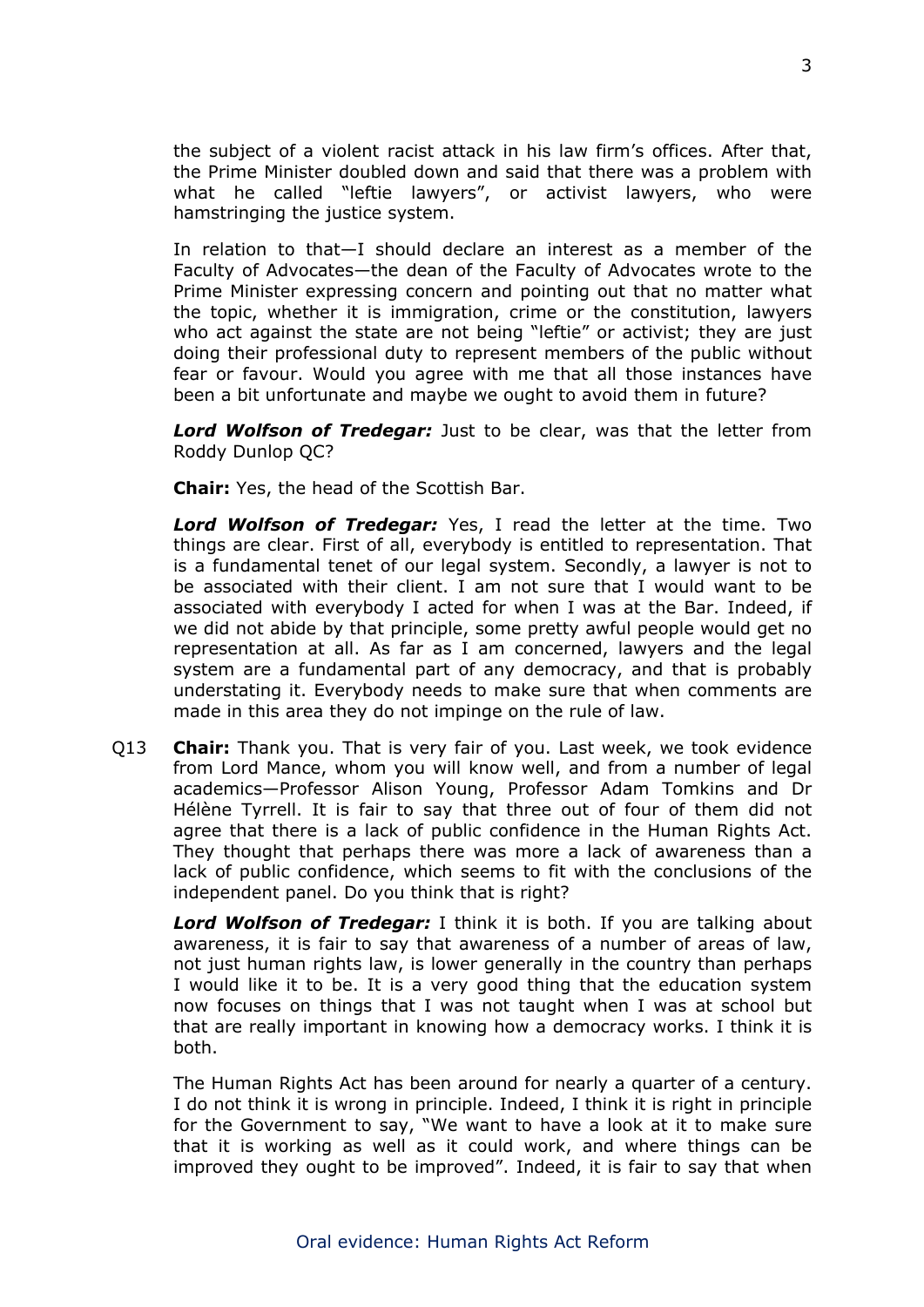the subject of a violent racist attack in his law firm's offices. After that, the Prime Minister doubled down and said that there was a problem with what he called "leftie lawyers", or activist lawyers, who were hamstringing the justice system.

In relation to that—I should declare an interest as a member of the Faculty of Advocates—the dean of the Faculty of Advocates wrote to the Prime Minister expressing concern and pointing out that no matter what the topic, whether it is immigration, crime or the constitution, lawyers who act against the state are not being "leftie" or activist; they are just doing their professional duty to represent members of the public without fear or favour. Would you agree with me that all those instances have been a bit unfortunate and maybe we ought to avoid them in future?

***Lord Wolfson of Tredegar:*** Just to be clear, was that the letter from Roddy Dunlop QC?

**Chair:** Yes, the head of the Scottish Bar.

***Lord Wolfson of Tredegar:*** Yes, I read the letter at the time. Two things are clear. First of all, everybody is entitled to representation. That is a fundamental tenet of our legal system. Secondly, a lawyer is not to be associated with their client. I am not sure that I would want to be associated with everybody I acted for when I was at the Bar. Indeed, if we did not abide by that principle, some pretty awful people would get no representation at all. As far as I am concerned, lawyers and the legal system are a fundamental part of any democracy, and that is probably understating it. Everybody needs to make sure that when comments are made in this area they do not impinge on the rule of law.

Q13 **Chair:** Thank you. That is very fair of you. Last week, we took evidence from Lord Mance, whom you will know well, and from a number of legal academics—Professor Alison Young, Professor Adam Tomkins and Dr Hélène Tyrrell. It is fair to say that three out of four of them did not agree that there is a lack of public confidence in the Human Rights Act. They thought that perhaps there was more a lack of awareness than a lack of public confidence, which seems to fit with the conclusions of the independent panel. Do you think that is right?

***Lord Wolfson of Tredegar:*** I think it is both. If you are talking about awareness, it is fair to say that awareness of a number of areas of law, not just human rights law, is lower generally in the country than perhaps I would like it to be. It is a very good thing that the education system now focuses on things that I was not taught when I was at school but that are really important in knowing how a democracy works. I think it is both.

The Human Rights Act has been around for nearly a quarter of a century. I do not think it is wrong in principle. Indeed, I think it is right in principle for the Government to say, "We want to have a look at it to make sure that it is working as well as it could work, and where things can be improved they ought to be improved". Indeed, it is fair to say that when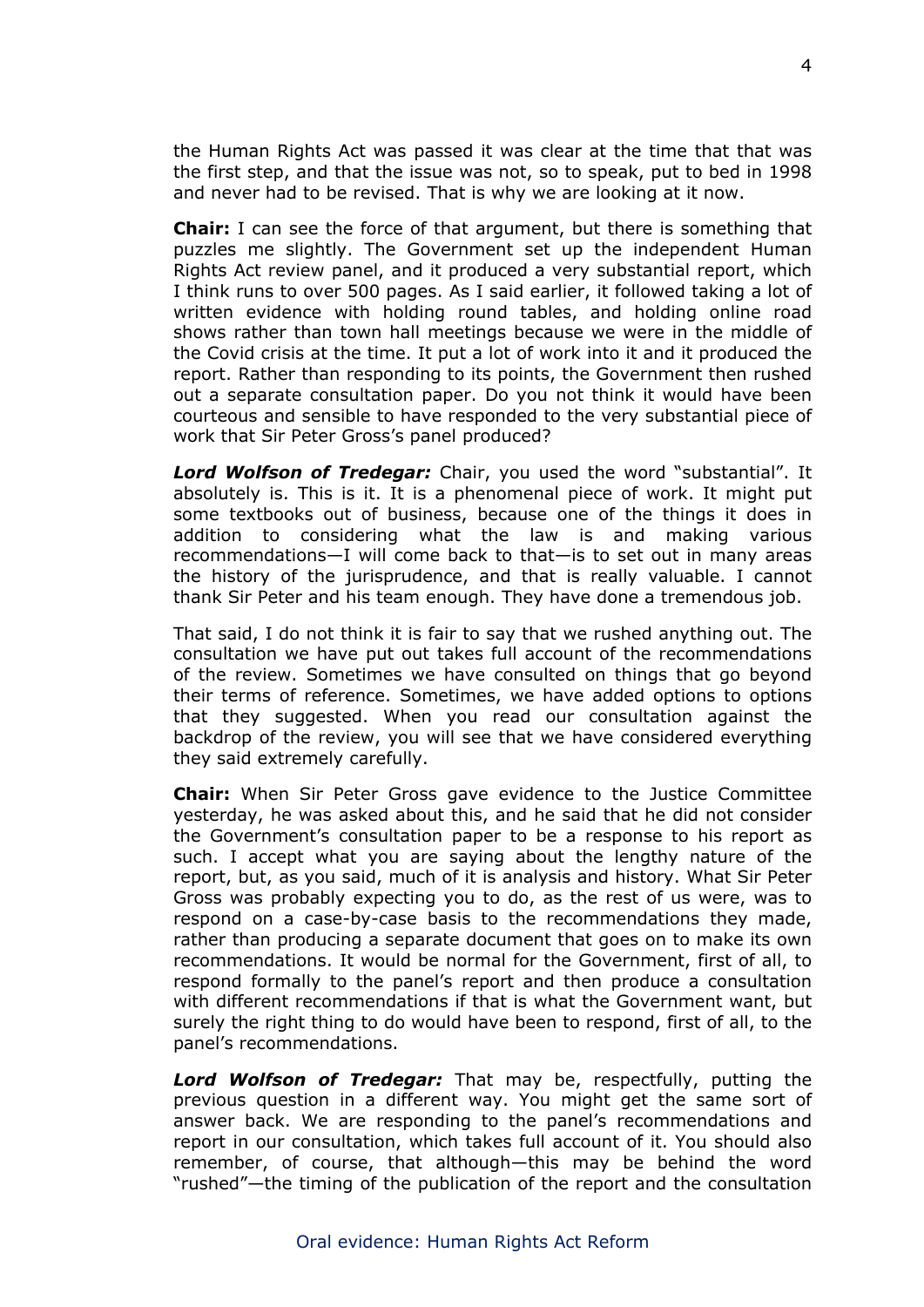the Human Rights Act was passed it was clear at the time that that was the first step, and that the issue was not, so to speak, put to bed in 1998 and never had to be revised. That is why we are looking at it now.

**Chair:** I can see the force of that argument, but there is something that puzzles me slightly. The Government set up the independent Human Rights Act review panel, and it produced a very substantial report, which I think runs to over 500 pages. As I said earlier, it followed taking a lot of written evidence with holding round tables, and holding online road shows rather than town hall meetings because we were in the middle of the Covid crisis at the time. It put a lot of work into it and it produced the report. Rather than responding to its points, the Government then rushed out a separate consultation paper. Do you not think it would have been courteous and sensible to have responded to the very substantial piece of work that Sir Peter Gross's panel produced?

***Lord Wolfson of Tredegar:*** Chair, you used the word "substantial". It absolutely is. This is it. It is a phenomenal piece of work. It might put some textbooks out of business, because one of the things it does in addition to considering what the law is and making various recommendations—I will come back to that—is to set out in many areas the history of the jurisprudence, and that is really valuable. I cannot thank Sir Peter and his team enough. They have done a tremendous job.

That said, I do not think it is fair to say that we rushed anything out. The consultation we have put out takes full account of the recommendations of the review. Sometimes we have consulted on things that go beyond their terms of reference. Sometimes, we have added options to options that they suggested. When you read our consultation against the backdrop of the review, you will see that we have considered everything they said extremely carefully.

**Chair:** When Sir Peter Gross gave evidence to the Justice Committee yesterday, he was asked about this, and he said that he did not consider the Government's consultation paper to be a response to his report as such. I accept what you are saying about the lengthy nature of the report, but, as you said, much of it is analysis and history. What Sir Peter Gross was probably expecting you to do, as the rest of us were, was to respond on a case-by-case basis to the recommendations they made, rather than producing a separate document that goes on to make its own recommendations. It would be normal for the Government, first of all, to respond formally to the panel's report and then produce a consultation with different recommendations if that is what the Government want, but surely the right thing to do would have been to respond, first of all, to the panel's recommendations.

***Lord Wolfson of Tredegar:*** That may be, respectfully, putting the previous question in a different way. You might get the same sort of answer back. We are responding to the panel's recommendations and report in our consultation, which takes full account of it. You should also remember, of course, that although—this may be behind the word "rushed"—the timing of the publication of the report and the consultation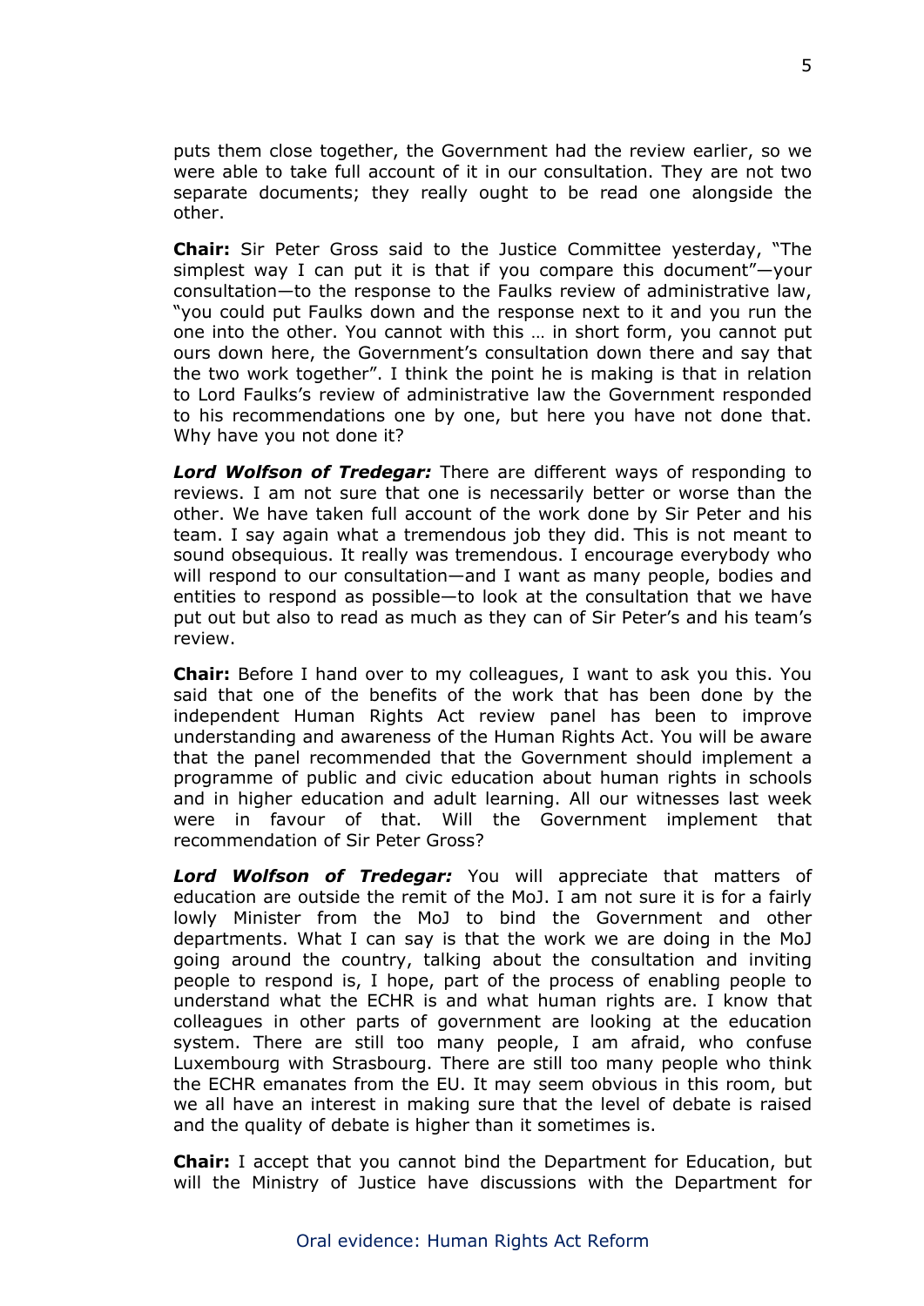puts them close together, the Government had the review earlier, so we were able to take full account of it in our consultation. They are not two separate documents; they really ought to be read one alongside the other.

**Chair:** Sir Peter Gross said to the Justice Committee yesterday, "The simplest way I can put it is that if you compare this document"—your consultation—to the response to the Faulks review of administrative law, "you could put Faulks down and the response next to it and you run the one into the other. You cannot with this … in short form, you cannot put ours down here, the Government's consultation down there and say that the two work together". I think the point he is making is that in relation to Lord Faulks's review of administrative law the Government responded to his recommendations one by one, but here you have not done that. Why have you not done it?

***Lord Wolfson of Tredegar:*** There are different ways of responding to reviews. I am not sure that one is necessarily better or worse than the other. We have taken full account of the work done by Sir Peter and his team. I say again what a tremendous job they did. This is not meant to sound obsequious. It really was tremendous. I encourage everybody who will respond to our consultation—and I want as many people, bodies and entities to respond as possible—to look at the consultation that we have put out but also to read as much as they can of Sir Peter's and his team's review.

**Chair:** Before I hand over to my colleagues, I want to ask you this. You said that one of the benefits of the work that has been done by the independent Human Rights Act review panel has been to improve understanding and awareness of the Human Rights Act. You will be aware that the panel recommended that the Government should implement a programme of public and civic education about human rights in schools and in higher education and adult learning. All our witnesses last week were in favour of that. Will the Government implement that recommendation of Sir Peter Gross?

***Lord Wolfson of Tredegar:*** You will appreciate that matters of education are outside the remit of the MoJ. I am not sure it is for a fairly lowly Minister from the MoJ to bind the Government and other departments. What I can say is that the work we are doing in the MoJ going around the country, talking about the consultation and inviting people to respond is, I hope, part of the process of enabling people to understand what the ECHR is and what human rights are. I know that colleagues in other parts of government are looking at the education system. There are still too many people, I am afraid, who confuse Luxembourg with Strasbourg. There are still too many people who think the ECHR emanates from the EU. It may seem obvious in this room, but we all have an interest in making sure that the level of debate is raised and the quality of debate is higher than it sometimes is.

**Chair:** I accept that you cannot bind the Department for Education, but will the Ministry of Justice have discussions with the Department for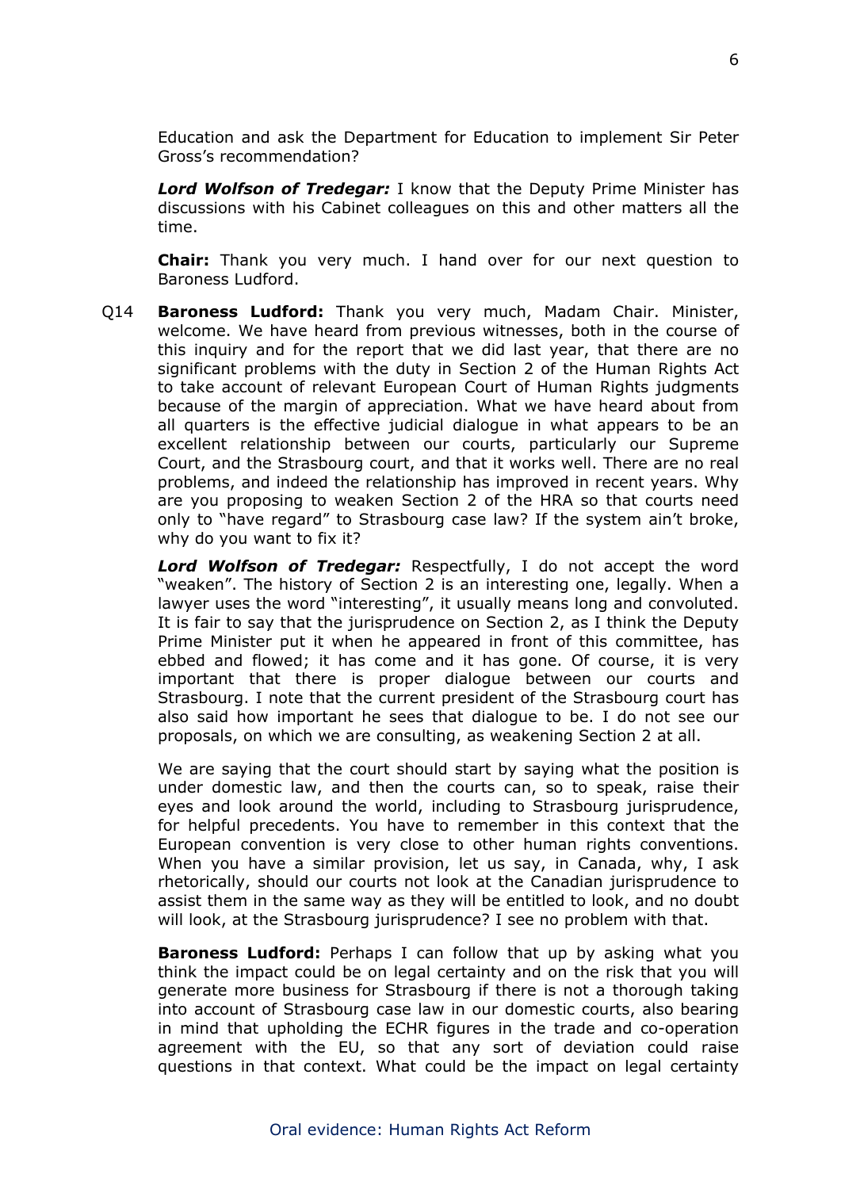Education and ask the Department for Education to implement Sir Peter Gross's recommendation?

***Lord Wolfson of Tredegar:*** I know that the Deputy Prime Minister has discussions with his Cabinet colleagues on this and other matters all the time.

**Chair:** Thank you very much. I hand over for our next question to Baroness Ludford.

Q14 **Baroness Ludford:** Thank you very much, Madam Chair. Minister, welcome. We have heard from previous witnesses, both in the course of this inquiry and for the report that we did last year, that there are no significant problems with the duty in Section 2 of the Human Rights Act to take account of relevant European Court of Human Rights judgments because of the margin of appreciation. What we have heard about from all quarters is the effective judicial dialogue in what appears to be an excellent relationship between our courts, particularly our Supreme Court, and the Strasbourg court, and that it works well. There are no real problems, and indeed the relationship has improved in recent years. Why are you proposing to weaken Section 2 of the HRA so that courts need only to "have regard" to Strasbourg case law? If the system ain't broke, why do you want to fix it?

***Lord Wolfson of Tredegar:*** Respectfully, I do not accept the word "weaken". The history of Section 2 is an interesting one, legally. When a lawyer uses the word "interesting", it usually means long and convoluted. It is fair to say that the jurisprudence on Section 2, as I think the Deputy Prime Minister put it when he appeared in front of this committee, has ebbed and flowed; it has come and it has gone. Of course, it is very important that there is proper dialogue between our courts and Strasbourg. I note that the current president of the Strasbourg court has also said how important he sees that dialogue to be. I do not see our proposals, on which we are consulting, as weakening Section 2 at all.

We are saying that the court should start by saying what the position is under domestic law, and then the courts can, so to speak, raise their eyes and look around the world, including to Strasbourg jurisprudence, for helpful precedents. You have to remember in this context that the European convention is very close to other human rights conventions. When you have a similar provision, let us say, in Canada, why, I ask rhetorically, should our courts not look at the Canadian jurisprudence to assist them in the same way as they will be entitled to look, and no doubt will look, at the Strasbourg jurisprudence? I see no problem with that.

**Baroness Ludford:** Perhaps I can follow that up by asking what you think the impact could be on legal certainty and on the risk that you will generate more business for Strasbourg if there is not a thorough taking into account of Strasbourg case law in our domestic courts, also bearing in mind that upholding the ECHR figures in the trade and co-operation agreement with the EU, so that any sort of deviation could raise questions in that context. What could be the impact on legal certainty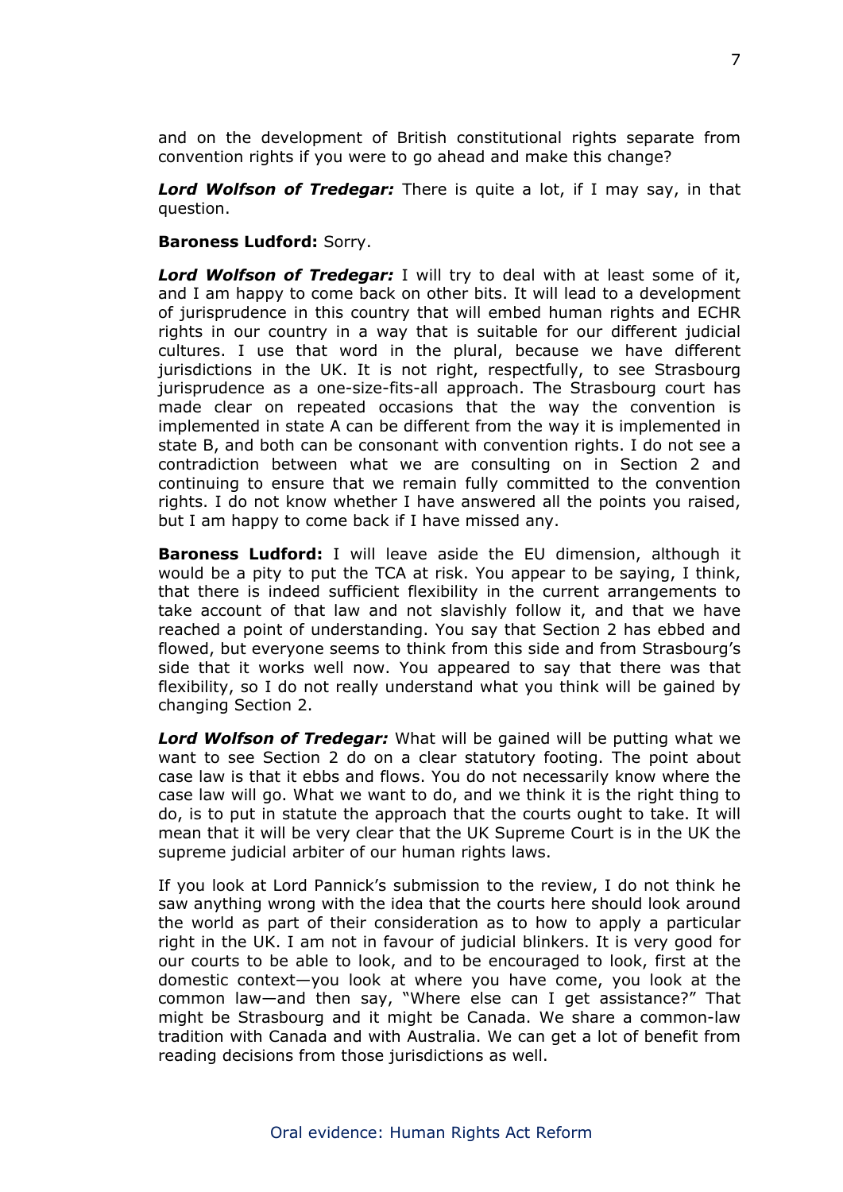and on the development of British constitutional rights separate from convention rights if you were to go ahead and make this change?

***Lord Wolfson of Tredegar:*** There is quite a lot, if I may say, in that question.

**Baroness Ludford:** Sorry.

***Lord Wolfson of Tredegar:*** I will try to deal with at least some of it, and I am happy to come back on other bits. It will lead to a development of jurisprudence in this country that will embed human rights and ECHR rights in our country in a way that is suitable for our different judicial cultures. I use that word in the plural, because we have different jurisdictions in the UK. It is not right, respectfully, to see Strasbourg jurisprudence as a one-size-fits-all approach. The Strasbourg court has made clear on repeated occasions that the way the convention is implemented in state A can be different from the way it is implemented in state B, and both can be consonant with convention rights. I do not see a contradiction between what we are consulting on in Section 2 and continuing to ensure that we remain fully committed to the convention rights. I do not know whether I have answered all the points you raised, but I am happy to come back if I have missed any.

**Baroness Ludford:** I will leave aside the EU dimension, although it would be a pity to put the TCA at risk. You appear to be saying, I think, that there is indeed sufficient flexibility in the current arrangements to take account of that law and not slavishly follow it, and that we have reached a point of understanding. You say that Section 2 has ebbed and flowed, but everyone seems to think from this side and from Strasbourg's side that it works well now. You appeared to say that there was that flexibility, so I do not really understand what you think will be gained by changing Section 2.

***Lord Wolfson of Tredegar:*** What will be gained will be putting what we want to see Section 2 do on a clear statutory footing. The point about case law is that it ebbs and flows. You do not necessarily know where the case law will go. What we want to do, and we think it is the right thing to do, is to put in statute the approach that the courts ought to take. It will mean that it will be very clear that the UK Supreme Court is in the UK the supreme judicial arbiter of our human rights laws.

If you look at Lord Pannick's submission to the review, I do not think he saw anything wrong with the idea that the courts here should look around the world as part of their consideration as to how to apply a particular right in the UK. I am not in favour of judicial blinkers. It is very good for our courts to be able to look, and to be encouraged to look, first at the domestic context—you look at where you have come, you look at the common law—and then say, "Where else can I get assistance?" That might be Strasbourg and it might be Canada. We share a common-law tradition with Canada and with Australia. We can get a lot of benefit from reading decisions from those jurisdictions as well.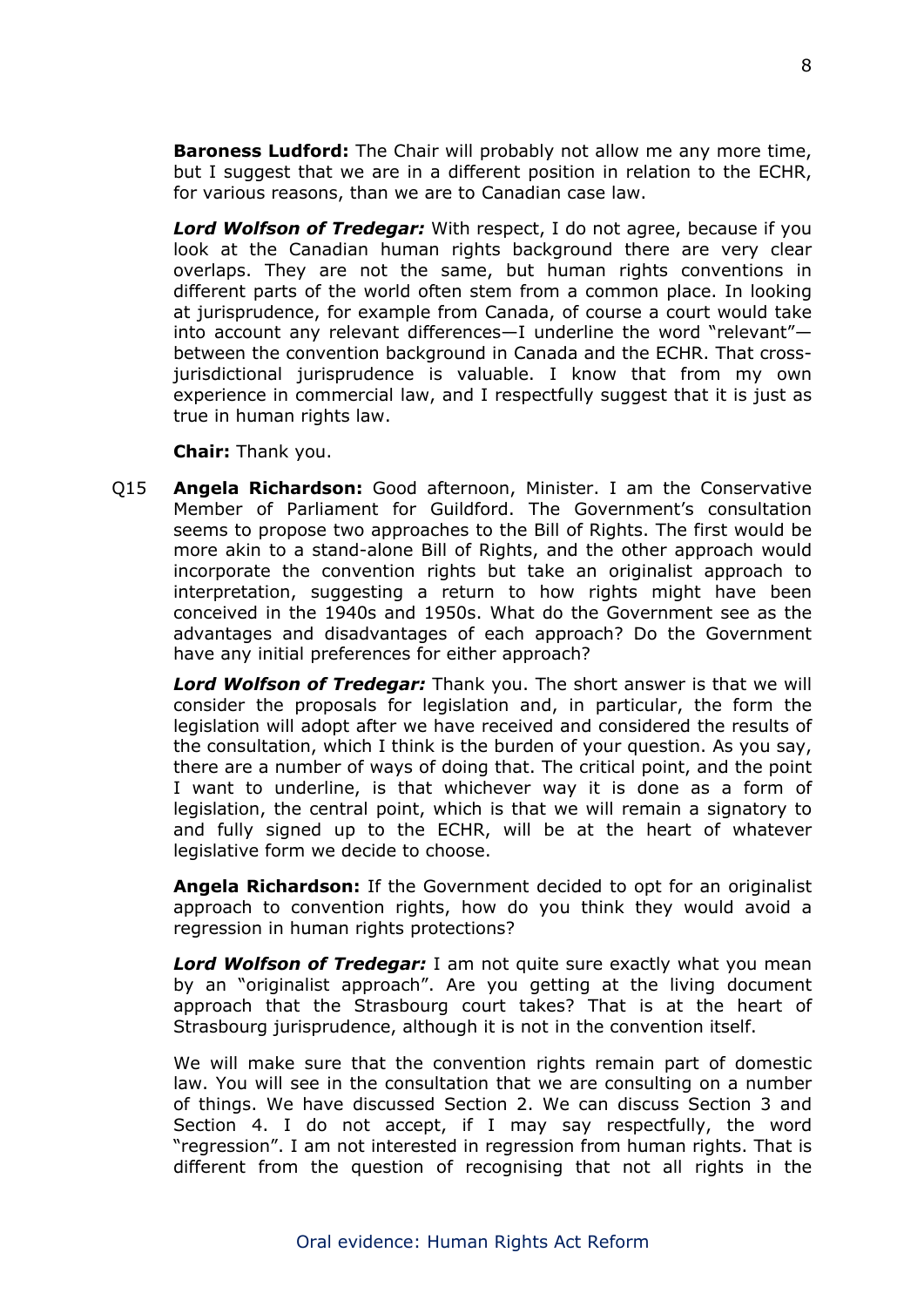**Baroness Ludford:** The Chair will probably not allow me any more time, but I suggest that we are in a different position in relation to the ECHR, for various reasons, than we are to Canadian case law.

***Lord Wolfson of Tredegar:*** With respect, I do not agree, because if you look at the Canadian human rights background there are very clear overlaps. They are not the same, but human rights conventions in different parts of the world often stem from a common place. In looking at jurisprudence, for example from Canada, of course a court would take into account any relevant differences—I underline the word "relevant"—between the convention background in Canada and the ECHR. That cross-jurisdictional jurisprudence is valuable. I know that from my own experience in commercial law, and I respectfully suggest that it is just as true in human rights law.

**Chair:** Thank you.

Q15 **Angela Richardson:** Good afternoon, Minister. I am the Conservative Member of Parliament for Guildford. The Government's consultation seems to propose two approaches to the Bill of Rights. The first would be more akin to a stand-alone Bill of Rights, and the other approach would incorporate the convention rights but take an originalist approach to interpretation, suggesting a return to how rights might have been conceived in the 1940s and 1950s. What do the Government see as the advantages and disadvantages of each approach? Do the Government have any initial preferences for either approach?

***Lord Wolfson of Tredegar:*** Thank you. The short answer is that we will consider the proposals for legislation and, in particular, the form the legislation will adopt after we have received and considered the results of the consultation, which I think is the burden of your question. As you say, there are a number of ways of doing that. The critical point, and the point I want to underline, is that whichever way it is done as a form of legislation, the central point, which is that we will remain a signatory to and fully signed up to the ECHR, will be at the heart of whatever legislative form we decide to choose.

**Angela Richardson:** If the Government decided to opt for an originalist approach to convention rights, how do you think they would avoid a regression in human rights protections?

***Lord Wolfson of Tredegar:*** I am not quite sure exactly what you mean by an "originalist approach". Are you getting at the living document approach that the Strasbourg court takes? That is at the heart of Strasbourg jurisprudence, although it is not in the convention itself.

We will make sure that the convention rights remain part of domestic law. You will see in the consultation that we are consulting on a number of things. We have discussed Section 2. We can discuss Section 3 and Section 4. I do not accept, if I may say respectfully, the word "regression". I am not interested in regression from human rights. That is different from the question of recognising that not all rights in the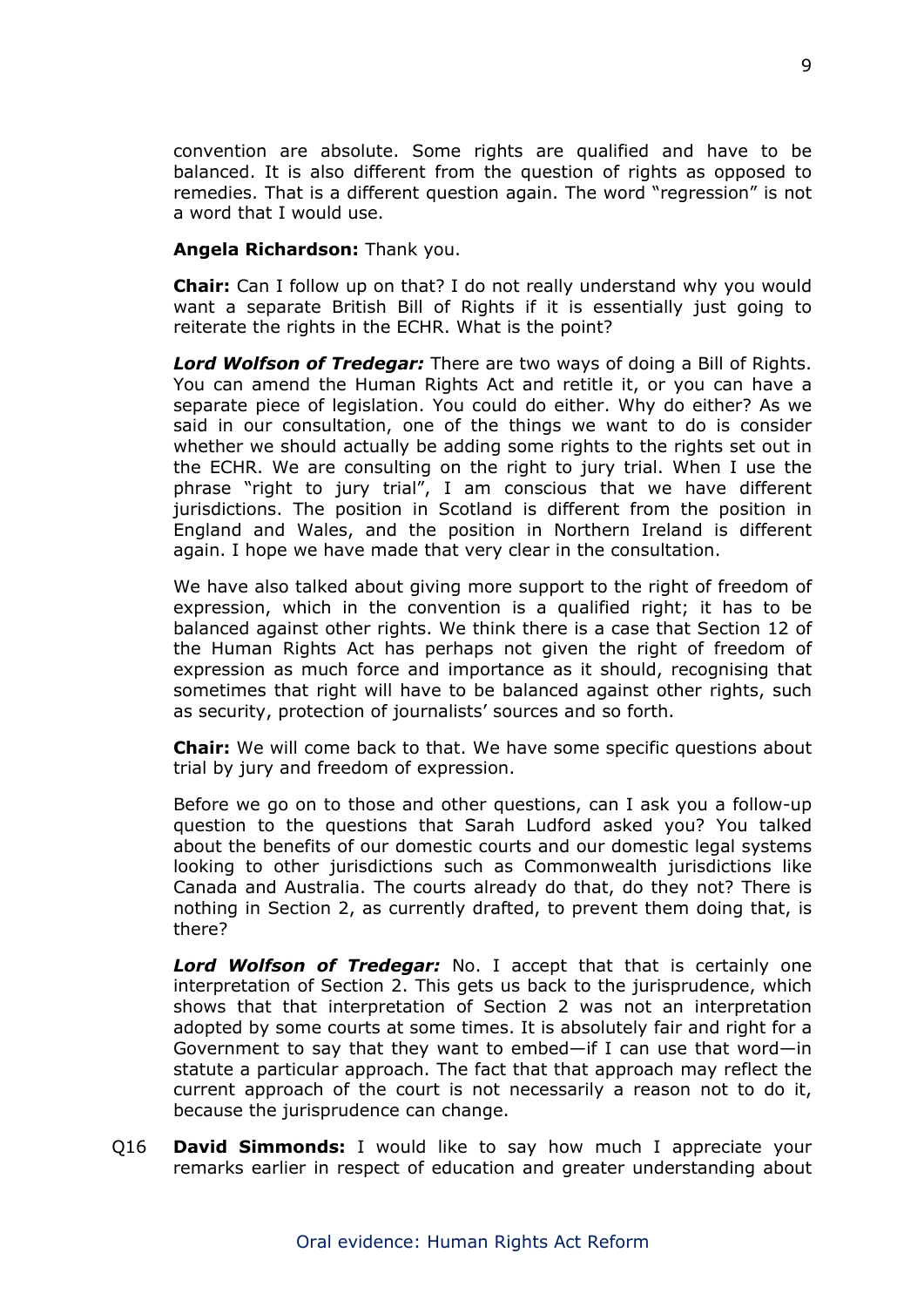convention are absolute. Some rights are qualified and have to be balanced. It is also different from the question of rights as opposed to remedies. That is a different question again. The word "regression" is not a word that I would use.

**Angela Richardson:** Thank you.

**Chair:** Can I follow up on that? I do not really understand why you would want a separate British Bill of Rights if it is essentially just going to reiterate the rights in the ECHR. What is the point?

***Lord Wolfson of Tredegar:*** There are two ways of doing a Bill of Rights. You can amend the Human Rights Act and retitle it, or you can have a separate piece of legislation. You could do either. Why do either? As we said in our consultation, one of the things we want to do is consider whether we should actually be adding some rights to the rights set out in the ECHR. We are consulting on the right to jury trial. When I use the phrase "right to jury trial", I am conscious that we have different jurisdictions. The position in Scotland is different from the position in England and Wales, and the position in Northern Ireland is different again. I hope we have made that very clear in the consultation.

We have also talked about giving more support to the right of freedom of expression, which in the convention is a qualified right; it has to be balanced against other rights. We think there is a case that Section 12 of the Human Rights Act has perhaps not given the right of freedom of expression as much force and importance as it should, recognising that sometimes that right will have to be balanced against other rights, such as security, protection of journalists' sources and so forth.

**Chair:** We will come back to that. We have some specific questions about trial by jury and freedom of expression.

Before we go on to those and other questions, can I ask you a follow-up question to the questions that Sarah Ludford asked you? You talked about the benefits of our domestic courts and our domestic legal systems looking to other jurisdictions such as Commonwealth jurisdictions like Canada and Australia. The courts already do that, do they not? There is nothing in Section 2, as currently drafted, to prevent them doing that, is there?

***Lord Wolfson of Tredegar:*** No. I accept that that is certainly one interpretation of Section 2. This gets us back to the jurisprudence, which shows that that interpretation of Section 2 was not an interpretation adopted by some courts at some times. It is absolutely fair and right for a Government to say that they want to embed—if I can use that word—in statute a particular approach. The fact that that approach may reflect the current approach of the court is not necessarily a reason not to do it, because the jurisprudence can change.

Q16 **David Simmonds:** I would like to say how much I appreciate your remarks earlier in respect of education and greater understanding about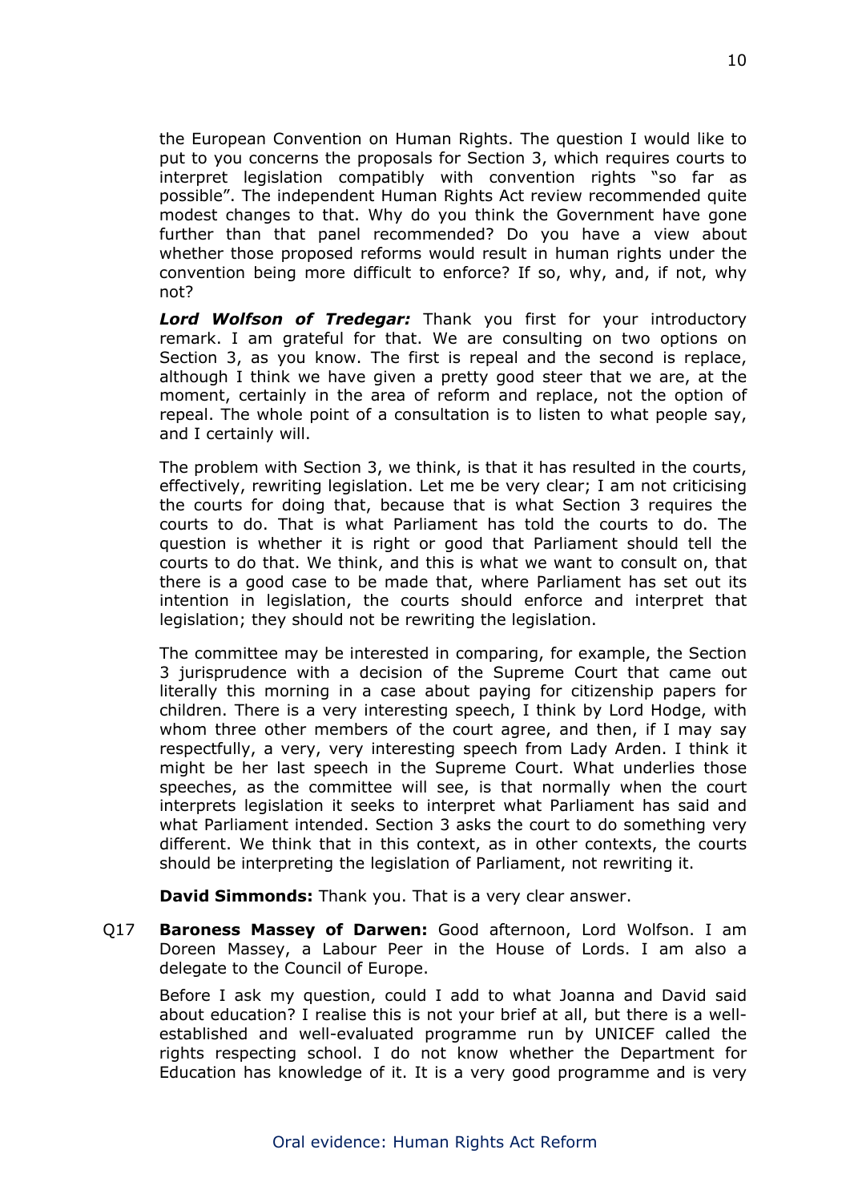the European Convention on Human Rights. The question I would like to put to you concerns the proposals for Section 3, which requires courts to interpret legislation compatibly with convention rights "so far as possible". The independent Human Rights Act review recommended quite modest changes to that. Why do you think the Government have gone further than that panel recommended? Do you have a view about whether those proposed reforms would result in human rights under the convention being more difficult to enforce? If so, why, and, if not, why not?

***Lord Wolfson of Tredegar:*** Thank you first for your introductory remark. I am grateful for that. We are consulting on two options on Section 3, as you know. The first is repeal and the second is replace, although I think we have given a pretty good steer that we are, at the moment, certainly in the area of reform and replace, not the option of repeal. The whole point of a consultation is to listen to what people say, and I certainly will.

The problem with Section 3, we think, is that it has resulted in the courts, effectively, rewriting legislation. Let me be very clear; I am not criticising the courts for doing that, because that is what Section 3 requires the courts to do. That is what Parliament has told the courts to do. The question is whether it is right or good that Parliament should tell the courts to do that. We think, and this is what we want to consult on, that there is a good case to be made that, where Parliament has set out its intention in legislation, the courts should enforce and interpret that legislation; they should not be rewriting the legislation.

The committee may be interested in comparing, for example, the Section 3 jurisprudence with a decision of the Supreme Court that came out literally this morning in a case about paying for citizenship papers for children. There is a very interesting speech, I think by Lord Hodge, with whom three other members of the court agree, and then, if I may say respectfully, a very, very interesting speech from Lady Arden. I think it might be her last speech in the Supreme Court. What underlies those speeches, as the committee will see, is that normally when the court interprets legislation it seeks to interpret what Parliament has said and what Parliament intended. Section 3 asks the court to do something very different. We think that in this context, as in other contexts, the courts should be interpreting the legislation of Parliament, not rewriting it.

**David Simmonds:** Thank you. That is a very clear answer.

Q17 **Baroness Massey of Darwen:** Good afternoon, Lord Wolfson. I am Doreen Massey, a Labour Peer in the House of Lords. I am also a delegate to the Council of Europe.

Before I ask my question, could I add to what Joanna and David said about education? I realise this is not your brief at all, but there is a well-established and well-evaluated programme run by UNICEF called the rights respecting school. I do not know whether the Department for Education has knowledge of it. It is a very good programme and is very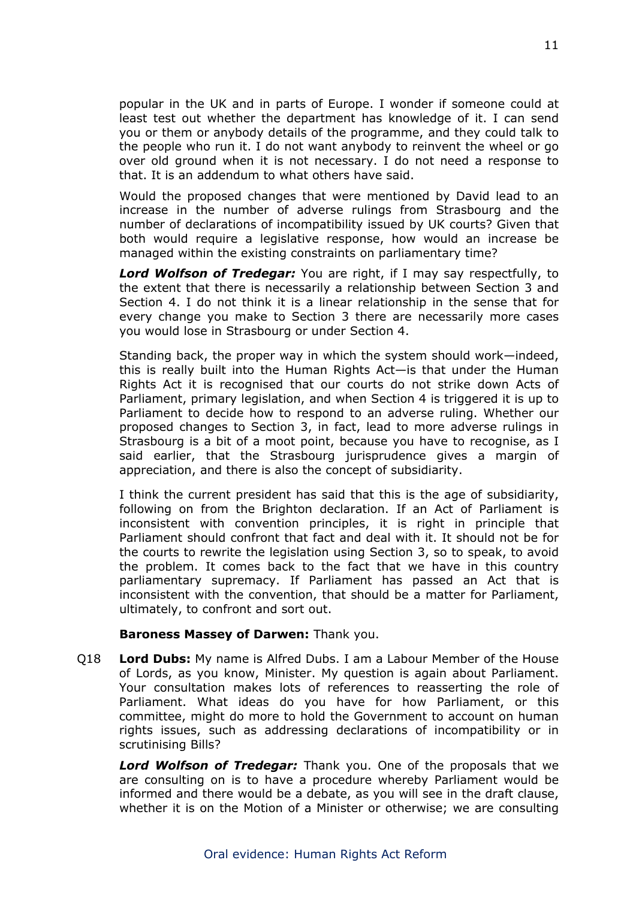popular in the UK and in parts of Europe. I wonder if someone could at least test out whether the department has knowledge of it. I can send you or them or anybody details of the programme, and they could talk to the people who run it. I do not want anybody to reinvent the wheel or go over old ground when it is not necessary. I do not need a response to that. It is an addendum to what others have said.

Would the proposed changes that were mentioned by David lead to an increase in the number of adverse rulings from Strasbourg and the number of declarations of incompatibility issued by UK courts? Given that both would require a legislative response, how would an increase be managed within the existing constraints on parliamentary time?

***Lord Wolfson of Tredegar:*** You are right, if I may say respectfully, to the extent that there is necessarily a relationship between Section 3 and Section 4. I do not think it is a linear relationship in the sense that for every change you make to Section 3 there are necessarily more cases you would lose in Strasbourg or under Section 4.

Standing back, the proper way in which the system should work—indeed, this is really built into the Human Rights Act—is that under the Human Rights Act it is recognised that our courts do not strike down Acts of Parliament, primary legislation, and when Section 4 is triggered it is up to Parliament to decide how to respond to an adverse ruling. Whether our proposed changes to Section 3, in fact, lead to more adverse rulings in Strasbourg is a bit of a moot point, because you have to recognise, as I said earlier, that the Strasbourg jurisprudence gives a margin of appreciation, and there is also the concept of subsidiarity.

I think the current president has said that this is the age of subsidiarity, following on from the Brighton declaration. If an Act of Parliament is inconsistent with convention principles, it is right in principle that Parliament should confront that fact and deal with it. It should not be for the courts to rewrite the legislation using Section 3, so to speak, to avoid the problem. It comes back to the fact that we have in this country parliamentary supremacy. If Parliament has passed an Act that is inconsistent with the convention, that should be a matter for Parliament, ultimately, to confront and sort out.

**Baroness Massey of Darwen:** Thank you.

Q18 **Lord Dubs:** My name is Alfred Dubs. I am a Labour Member of the House of Lords, as you know, Minister. My question is again about Parliament. Your consultation makes lots of references to reasserting the role of Parliament. What ideas do you have for how Parliament, or this committee, might do more to hold the Government to account on human rights issues, such as addressing declarations of incompatibility or in scrutinising Bills?

***Lord Wolfson of Tredegar:*** Thank you. One of the proposals that we are consulting on is to have a procedure whereby Parliament would be informed and there would be a debate, as you will see in the draft clause, whether it is on the Motion of a Minister or otherwise; we are consulting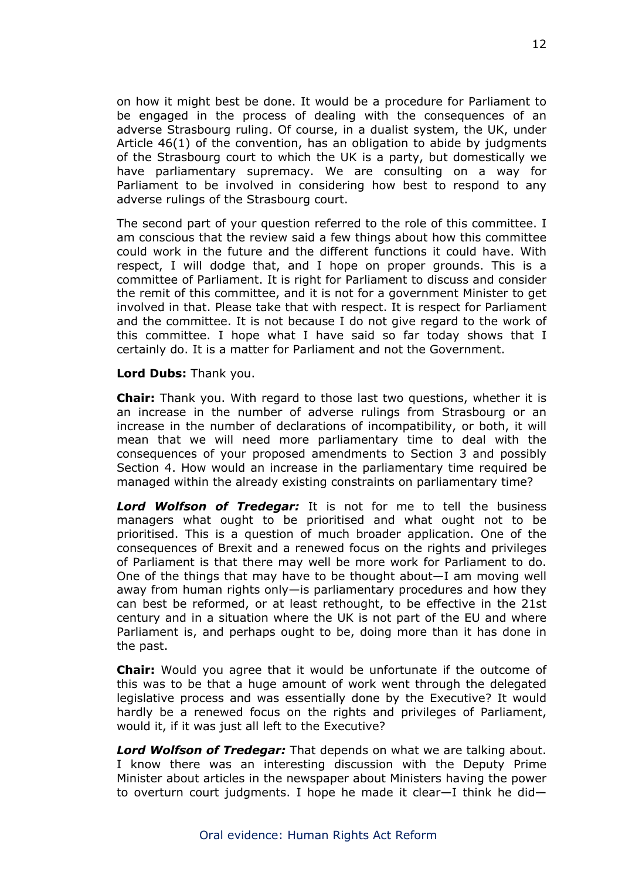on how it might best be done. It would be a procedure for Parliament to be engaged in the process of dealing with the consequences of an adverse Strasbourg ruling. Of course, in a dualist system, the UK, under Article 46(1) of the convention, has an obligation to abide by judgments of the Strasbourg court to which the UK is a party, but domestically we have parliamentary supremacy. We are consulting on a way for Parliament to be involved in considering how best to respond to any adverse rulings of the Strasbourg court.

The second part of your question referred to the role of this committee. I am conscious that the review said a few things about how this committee could work in the future and the different functions it could have. With respect, I will dodge that, and I hope on proper grounds. This is a committee of Parliament. It is right for Parliament to discuss and consider the remit of this committee, and it is not for a government Minister to get involved in that. Please take that with respect. It is respect for Parliament and the committee. It is not because I do not give regard to the work of this committee. I hope what I have said so far today shows that I certainly do. It is a matter for Parliament and not the Government.

**Lord Dubs:** Thank you.

**Chair:** Thank you. With regard to those last two questions, whether it is an increase in the number of adverse rulings from Strasbourg or an increase in the number of declarations of incompatibility, or both, it will mean that we will need more parliamentary time to deal with the consequences of your proposed amendments to Section 3 and possibly Section 4. How would an increase in the parliamentary time required be managed within the already existing constraints on parliamentary time?

***Lord Wolfson of Tredegar:*** It is not for me to tell the business managers what ought to be prioritised and what ought not to be prioritised. This is a question of much broader application. One of the consequences of Brexit and a renewed focus on the rights and privileges of Parliament is that there may well be more work for Parliament to do. One of the things that may have to be thought about—I am moving well away from human rights only—is parliamentary procedures and how they can best be reformed, or at least rethought, to be effective in the 21st century and in a situation where the UK is not part of the EU and where Parliament is, and perhaps ought to be, doing more than it has done in the past.

**Chair:** Would you agree that it would be unfortunate if the outcome of this was to be that a huge amount of work went through the delegated legislative process and was essentially done by the Executive? It would hardly be a renewed focus on the rights and privileges of Parliament, would it, if it was just all left to the Executive?

***Lord Wolfson of Tredegar:*** That depends on what we are talking about. I know there was an interesting discussion with the Deputy Prime Minister about articles in the newspaper about Ministers having the power to overturn court judgments. I hope he made it clear—I think he did—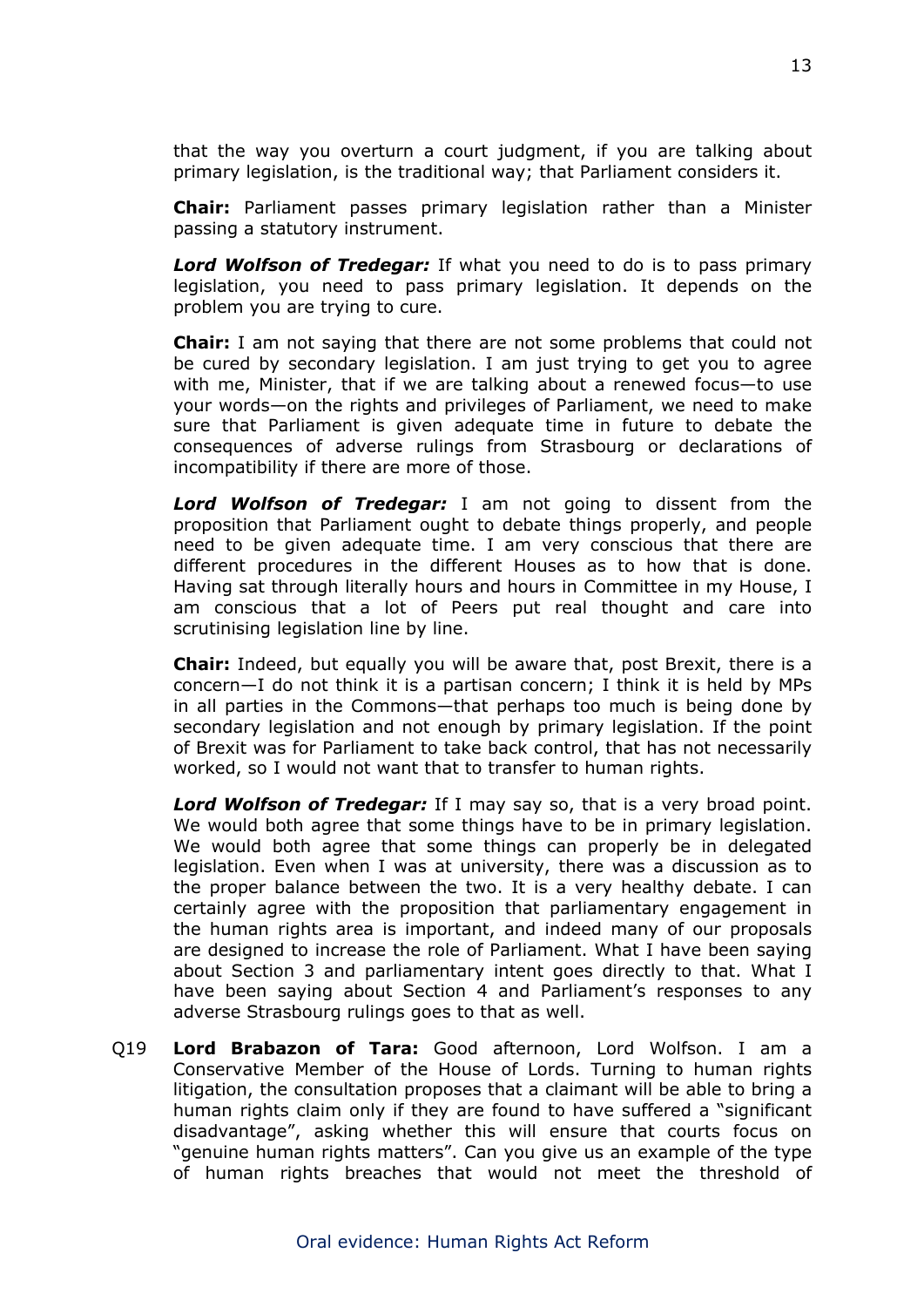that the way you overturn a court judgment, if you are talking about primary legislation, is the traditional way; that Parliament considers it.

**Chair:** Parliament passes primary legislation rather than a Minister passing a statutory instrument.

***Lord Wolfson of Tredegar:*** If what you need to do is to pass primary legislation, you need to pass primary legislation. It depends on the problem you are trying to cure.

**Chair:** I am not saying that there are not some problems that could not be cured by secondary legislation. I am just trying to get you to agree with me, Minister, that if we are talking about a renewed focus—to use your words—on the rights and privileges of Parliament, we need to make sure that Parliament is given adequate time in future to debate the consequences of adverse rulings from Strasbourg or declarations of incompatibility if there are more of those.

***Lord Wolfson of Tredegar:*** I am not going to dissent from the proposition that Parliament ought to debate things properly, and people need to be given adequate time. I am very conscious that there are different procedures in the different Houses as to how that is done. Having sat through literally hours and hours in Committee in my House, I am conscious that a lot of Peers put real thought and care into scrutinising legislation line by line.

**Chair:** Indeed, but equally you will be aware that, post Brexit, there is a concern—I do not think it is a partisan concern; I think it is held by MPs in all parties in the Commons—that perhaps too much is being done by secondary legislation and not enough by primary legislation. If the point of Brexit was for Parliament to take back control, that has not necessarily worked, so I would not want that to transfer to human rights.

***Lord Wolfson of Tredegar:*** If I may say so, that is a very broad point. We would both agree that some things have to be in primary legislation. We would both agree that some things can properly be in delegated legislation. Even when I was at university, there was a discussion as to the proper balance between the two. It is a very healthy debate. I can certainly agree with the proposition that parliamentary engagement in the human rights area is important, and indeed many of our proposals are designed to increase the role of Parliament. What I have been saying about Section 3 and parliamentary intent goes directly to that. What I have been saying about Section 4 and Parliament's responses to any adverse Strasbourg rulings goes to that as well.

Q19 **Lord Brabazon of Tara:** Good afternoon, Lord Wolfson. I am a Conservative Member of the House of Lords. Turning to human rights litigation, the consultation proposes that a claimant will be able to bring a human rights claim only if they are found to have suffered a "significant disadvantage", asking whether this will ensure that courts focus on "genuine human rights matters". Can you give us an example of the type of human rights breaches that would not meet the threshold of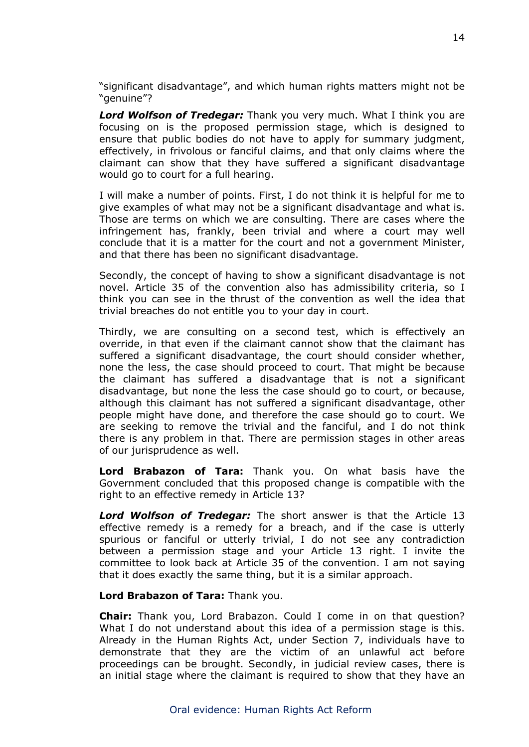"significant disadvantage", and which human rights matters might not be "genuine"?

***Lord Wolfson of Tredegar:*** Thank you very much. What I think you are focusing on is the proposed permission stage, which is designed to ensure that public bodies do not have to apply for summary judgment, effectively, in frivolous or fanciful claims, and that only claims where the claimant can show that they have suffered a significant disadvantage would go to court for a full hearing.

I will make a number of points. First, I do not think it is helpful for me to give examples of what may not be a significant disadvantage and what is. Those are terms on which we are consulting. There are cases where the infringement has, frankly, been trivial and where a court may well conclude that it is a matter for the court and not a government Minister, and that there has been no significant disadvantage.

Secondly, the concept of having to show a significant disadvantage is not novel. Article 35 of the convention also has admissibility criteria, so I think you can see in the thrust of the convention as well the idea that trivial breaches do not entitle you to your day in court.

Thirdly, we are consulting on a second test, which is effectively an override, in that even if the claimant cannot show that the claimant has suffered a significant disadvantage, the court should consider whether, none the less, the case should proceed to court. That might be because the claimant has suffered a disadvantage that is not a significant disadvantage, but none the less the case should go to court, or because, although this claimant has not suffered a significant disadvantage, other people might have done, and therefore the case should go to court. We are seeking to remove the trivial and the fanciful, and I do not think there is any problem in that. There are permission stages in other areas of our jurisprudence as well.

**Lord Brabazon of Tara:** Thank you. On what basis have the Government concluded that this proposed change is compatible with the right to an effective remedy in Article 13?

***Lord Wolfson of Tredegar:*** The short answer is that the Article 13 effective remedy is a remedy for a breach, and if the case is utterly spurious or fanciful or utterly trivial, I do not see any contradiction between a permission stage and your Article 13 right. I invite the committee to look back at Article 35 of the convention. I am not saying that it does exactly the same thing, but it is a similar approach.

**Lord Brabazon of Tara:** Thank you.

**Chair:** Thank you, Lord Brabazon. Could I come in on that question? What I do not understand about this idea of a permission stage is this. Already in the Human Rights Act, under Section 7, individuals have to demonstrate that they are the victim of an unlawful act before proceedings can be brought. Secondly, in judicial review cases, there is an initial stage where the claimant is required to show that they have an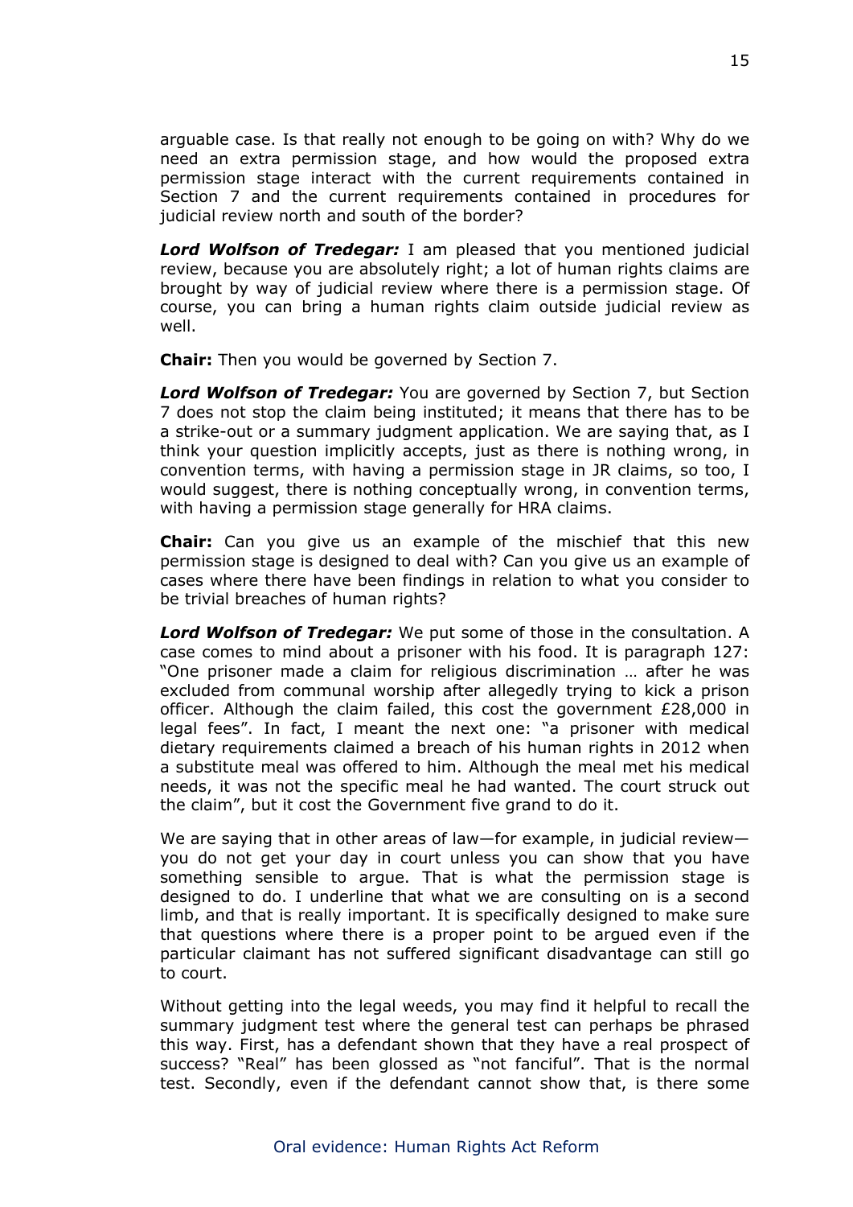arguable case. Is that really not enough to be going on with? Why do we need an extra permission stage, and how would the proposed extra permission stage interact with the current requirements contained in Section 7 and the current requirements contained in procedures for judicial review north and south of the border?

***Lord Wolfson of Tredegar:*** I am pleased that you mentioned judicial review, because you are absolutely right; a lot of human rights claims are brought by way of judicial review where there is a permission stage. Of course, you can bring a human rights claim outside judicial review as well.

**Chair:** Then you would be governed by Section 7.

***Lord Wolfson of Tredegar:*** You are governed by Section 7, but Section 7 does not stop the claim being instituted; it means that there has to be a strike-out or a summary judgment application. We are saying that, as I think your question implicitly accepts, just as there is nothing wrong, in convention terms, with having a permission stage in JR claims, so too, I would suggest, there is nothing conceptually wrong, in convention terms, with having a permission stage generally for HRA claims.

**Chair:** Can you give us an example of the mischief that this new permission stage is designed to deal with? Can you give us an example of cases where there have been findings in relation to what you consider to be trivial breaches of human rights?

***Lord Wolfson of Tredegar:*** We put some of those in the consultation. A case comes to mind about a prisoner with his food. It is paragraph 127: "One prisoner made a claim for religious discrimination … after he was excluded from communal worship after allegedly trying to kick a prison officer. Although the claim failed, this cost the government £28,000 in legal fees". In fact, I meant the next one: "a prisoner with medical dietary requirements claimed a breach of his human rights in 2012 when a substitute meal was offered to him. Although the meal met his medical needs, it was not the specific meal he had wanted. The court struck out the claim", but it cost the Government five grand to do it.

We are saying that in other areas of law—for example, in judicial review—you do not get your day in court unless you can show that you have something sensible to argue. That is what the permission stage is designed to do. I underline that what we are consulting on is a second limb, and that is really important. It is specifically designed to make sure that questions where there is a proper point to be argued even if the particular claimant has not suffered significant disadvantage can still go to court.

Without getting into the legal weeds, you may find it helpful to recall the summary judgment test where the general test can perhaps be phrased this way. First, has a defendant shown that they have a real prospect of success? "Real" has been glossed as "not fanciful". That is the normal test. Secondly, even if the defendant cannot show that, is there some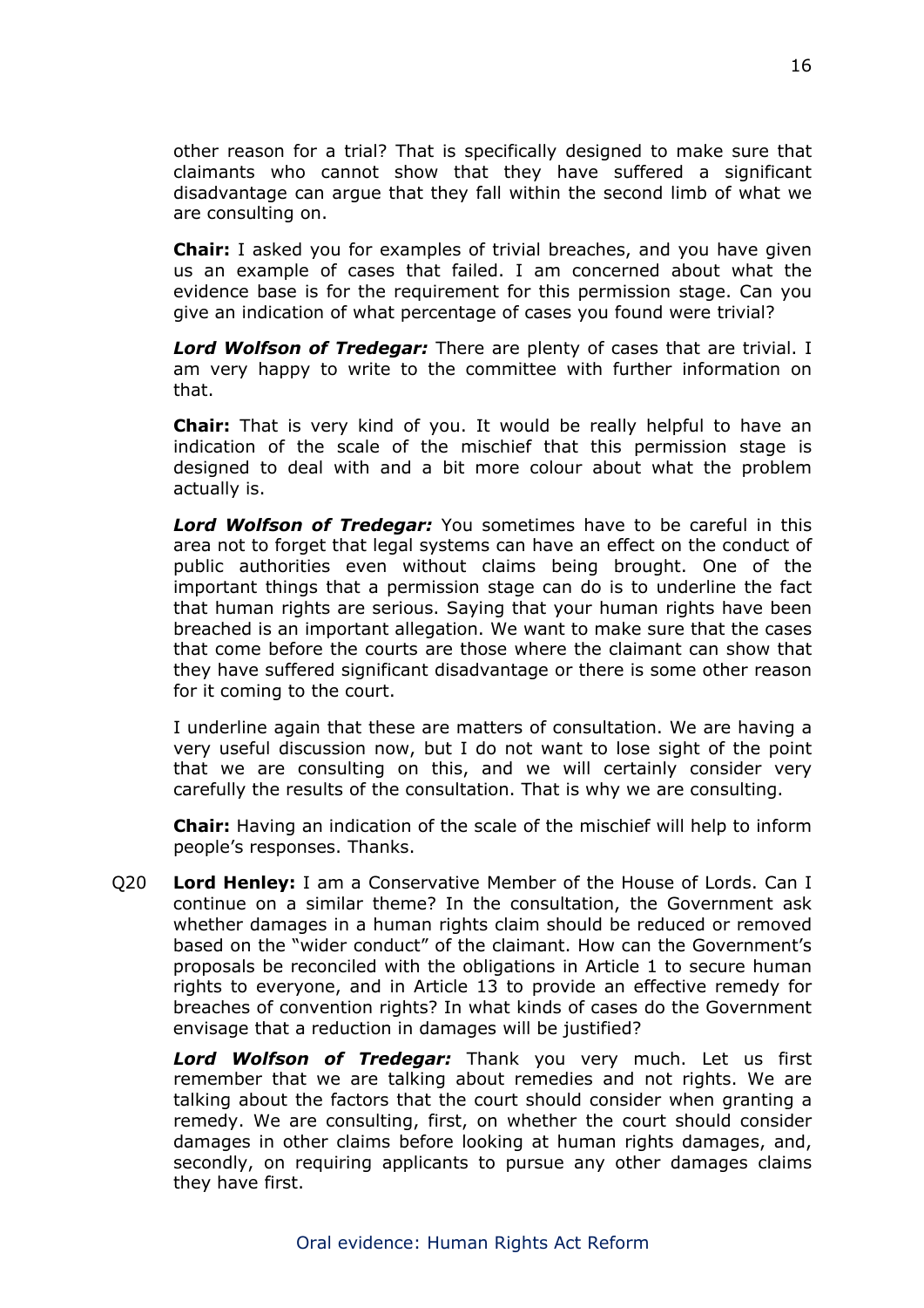other reason for a trial? That is specifically designed to make sure that claimants who cannot show that they have suffered a significant disadvantage can argue that they fall within the second limb of what we are consulting on.

**Chair:** I asked you for examples of trivial breaches, and you have given us an example of cases that failed. I am concerned about what the evidence base is for the requirement for this permission stage. Can you give an indication of what percentage of cases you found were trivial?

***Lord Wolfson of Tredegar:*** There are plenty of cases that are trivial. I am very happy to write to the committee with further information on that.

**Chair:** That is very kind of you. It would be really helpful to have an indication of the scale of the mischief that this permission stage is designed to deal with and a bit more colour about what the problem actually is.

***Lord Wolfson of Tredegar:*** You sometimes have to be careful in this area not to forget that legal systems can have an effect on the conduct of public authorities even without claims being brought. One of the important things that a permission stage can do is to underline the fact that human rights are serious. Saying that your human rights have been breached is an important allegation. We want to make sure that the cases that come before the courts are those where the claimant can show that they have suffered significant disadvantage or there is some other reason for it coming to the court.

I underline again that these are matters of consultation. We are having a very useful discussion now, but I do not want to lose sight of the point that we are consulting on this, and we will certainly consider very carefully the results of the consultation. That is why we are consulting.

**Chair:** Having an indication of the scale of the mischief will help to inform people's responses. Thanks.

Q20 **Lord Henley:** I am a Conservative Member of the House of Lords. Can I continue on a similar theme? In the consultation, the Government ask whether damages in a human rights claim should be reduced or removed based on the "wider conduct" of the claimant. How can the Government's proposals be reconciled with the obligations in Article 1 to secure human rights to everyone, and in Article 13 to provide an effective remedy for breaches of convention rights? In what kinds of cases do the Government envisage that a reduction in damages will be justified?

***Lord Wolfson of Tredegar:*** Thank you very much. Let us first remember that we are talking about remedies and not rights. We are talking about the factors that the court should consider when granting a remedy. We are consulting, first, on whether the court should consider damages in other claims before looking at human rights damages, and, secondly, on requiring applicants to pursue any other damages claims they have first.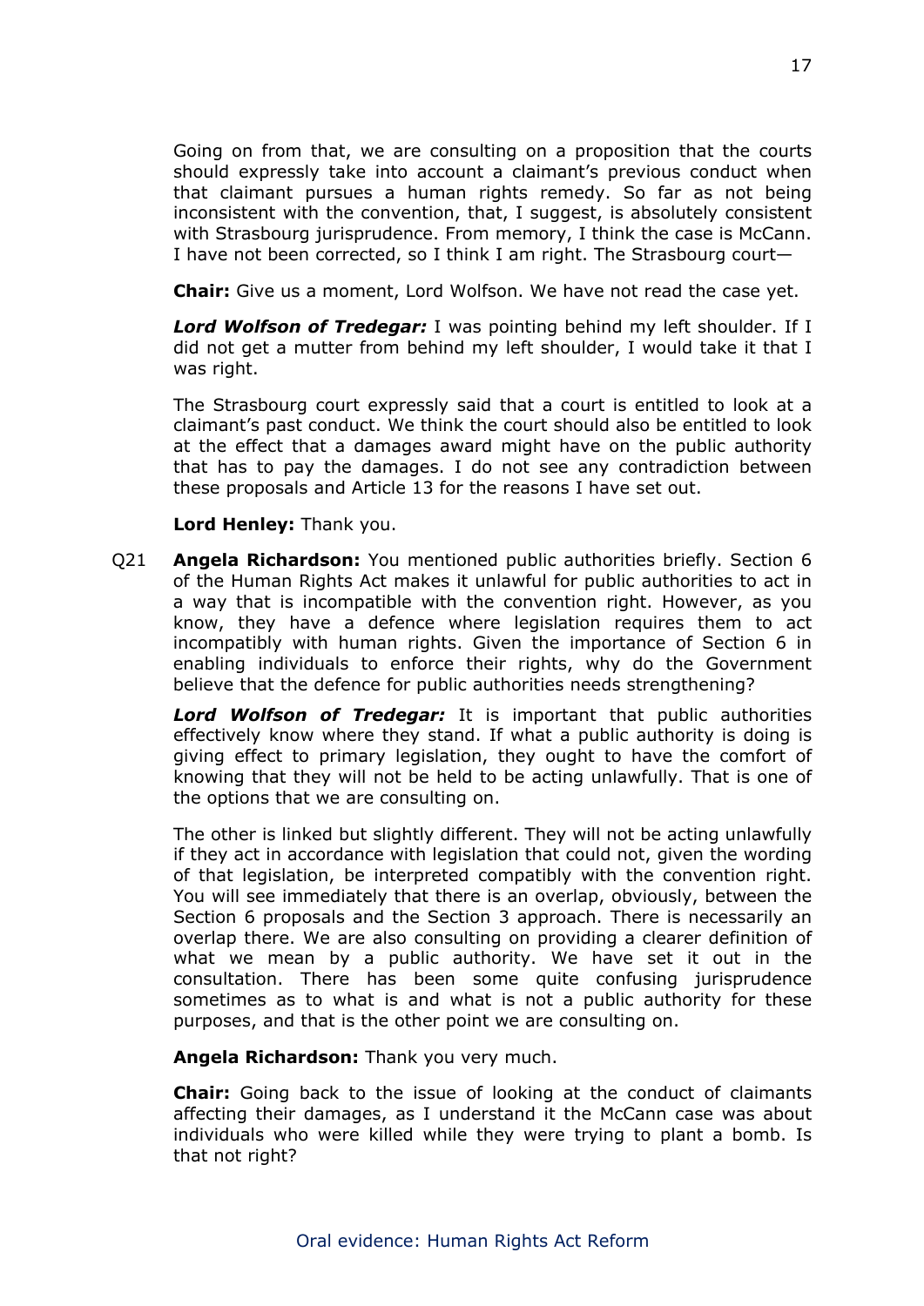Going on from that, we are consulting on a proposition that the courts should expressly take into account a claimant's previous conduct when that claimant pursues a human rights remedy. So far as not being inconsistent with the convention, that, I suggest, is absolutely consistent with Strasbourg jurisprudence. From memory, I think the case is McCann. I have not been corrected, so I think I am right. The Strasbourg court—

**Chair:** Give us a moment, Lord Wolfson. We have not read the case yet.

***Lord Wolfson of Tredegar:*** I was pointing behind my left shoulder. If I did not get a mutter from behind my left shoulder, I would take it that I was right.

The Strasbourg court expressly said that a court is entitled to look at a claimant's past conduct. We think the court should also be entitled to look at the effect that a damages award might have on the public authority that has to pay the damages. I do not see any contradiction between these proposals and Article 13 for the reasons I have set out.

**Lord Henley:** Thank you.

Q21 **Angela Richardson:** You mentioned public authorities briefly. Section 6 of the Human Rights Act makes it unlawful for public authorities to act in a way that is incompatible with the convention right. However, as you know, they have a defence where legislation requires them to act incompatibly with human rights. Given the importance of Section 6 in enabling individuals to enforce their rights, why do the Government believe that the defence for public authorities needs strengthening?

***Lord Wolfson of Tredegar:*** It is important that public authorities effectively know where they stand. If what a public authority is doing is giving effect to primary legislation, they ought to have the comfort of knowing that they will not be held to be acting unlawfully. That is one of the options that we are consulting on.

The other is linked but slightly different. They will not be acting unlawfully if they act in accordance with legislation that could not, given the wording of that legislation, be interpreted compatibly with the convention right. You will see immediately that there is an overlap, obviously, between the Section 6 proposals and the Section 3 approach. There is necessarily an overlap there. We are also consulting on providing a clearer definition of what we mean by a public authority. We have set it out in the consultation. There has been some quite confusing jurisprudence sometimes as to what is and what is not a public authority for these purposes, and that is the other point we are consulting on.

**Angela Richardson:** Thank you very much.

**Chair:** Going back to the issue of looking at the conduct of claimants affecting their damages, as I understand it the McCann case was about individuals who were killed while they were trying to plant a bomb. Is that not right?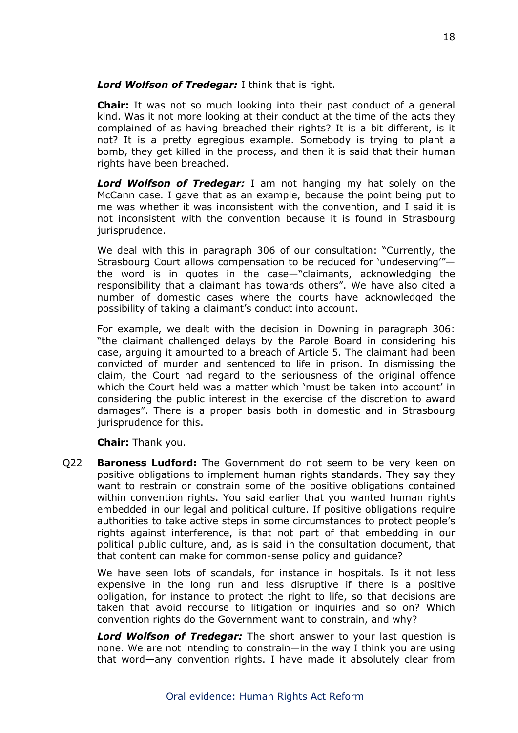***Lord Wolfson of Tredegar:*** I think that is right.

**Chair:** It was not so much looking into their past conduct of a general kind. Was it not more looking at their conduct at the time of the acts they complained of as having breached their rights? It is a bit different, is it not? It is a pretty egregious example. Somebody is trying to plant a bomb, they get killed in the process, and then it is said that their human rights have been breached.

***Lord Wolfson of Tredegar:*** I am not hanging my hat solely on the McCann case. I gave that as an example, because the point being put to me was whether it was inconsistent with the convention, and I said it is not inconsistent with the convention because it is found in Strasbourg jurisprudence.

We deal with this in paragraph 306 of our consultation: "Currently, the Strasbourg Court allows compensation to be reduced for 'undeserving'"—the word is in quotes in the case—"claimants, acknowledging the responsibility that a claimant has towards others". We have also cited a number of domestic cases where the courts have acknowledged the possibility of taking a claimant's conduct into account.

For example, we dealt with the decision in Downing in paragraph 306: "the claimant challenged delays by the Parole Board in considering his case, arguing it amounted to a breach of Article 5. The claimant had been convicted of murder and sentenced to life in prison. In dismissing the claim, the Court had regard to the seriousness of the original offence which the Court held was a matter which 'must be taken into account' in considering the public interest in the exercise of the discretion to award damages". There is a proper basis both in domestic and in Strasbourg jurisprudence for this.

**Chair:** Thank you.

Q22 **Baroness Ludford:** The Government do not seem to be very keen on positive obligations to implement human rights standards. They say they want to restrain or constrain some of the positive obligations contained within convention rights. You said earlier that you wanted human rights embedded in our legal and political culture. If positive obligations require authorities to take active steps in some circumstances to protect people's rights against interference, is that not part of that embedding in our political public culture, and, as is said in the consultation document, that that content can make for common-sense policy and guidance?

We have seen lots of scandals, for instance in hospitals. Is it not less expensive in the long run and less disruptive if there is a positive obligation, for instance to protect the right to life, so that decisions are taken that avoid recourse to litigation or inquiries and so on? Which convention rights do the Government want to constrain, and why?

***Lord Wolfson of Tredegar:*** The short answer to your last question is none. We are not intending to constrain—in the way I think you are using that word—any convention rights. I have made it absolutely clear from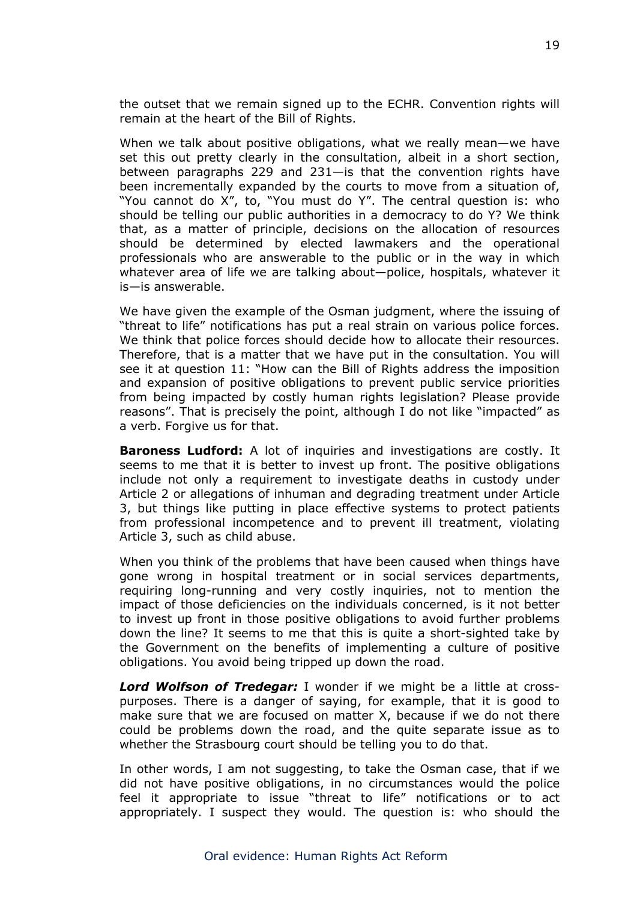the outset that we remain signed up to the ECHR. Convention rights will remain at the heart of the Bill of Rights.

When we talk about positive obligations, what we really mean—we have set this out pretty clearly in the consultation, albeit in a short section, between paragraphs 229 and 231—is that the convention rights have been incrementally expanded by the courts to move from a situation of, "You cannot do X", to, "You must do Y". The central question is: who should be telling our public authorities in a democracy to do Y? We think that, as a matter of principle, decisions on the allocation of resources should be determined by elected lawmakers and the operational professionals who are answerable to the public or in the way in which whatever area of life we are talking about—police, hospitals, whatever it is—is answerable.

We have given the example of the Osman judgment, where the issuing of "threat to life" notifications has put a real strain on various police forces. We think that police forces should decide how to allocate their resources. Therefore, that is a matter that we have put in the consultation. You will see it at question 11: "How can the Bill of Rights address the imposition and expansion of positive obligations to prevent public service priorities from being impacted by costly human rights legislation? Please provide reasons". That is precisely the point, although I do not like "impacted" as a verb. Forgive us for that.

**Baroness Ludford:** A lot of inquiries and investigations are costly. It seems to me that it is better to invest up front. The positive obligations include not only a requirement to investigate deaths in custody under Article 2 or allegations of inhuman and degrading treatment under Article 3, but things like putting in place effective systems to protect patients from professional incompetence and to prevent ill treatment, violating Article 3, such as child abuse.

When you think of the problems that have been caused when things have gone wrong in hospital treatment or in social services departments, requiring long-running and very costly inquiries, not to mention the impact of those deficiencies on the individuals concerned, is it not better to invest up front in those positive obligations to avoid further problems down the line? It seems to me that this is quite a short-sighted take by the Government on the benefits of implementing a culture of positive obligations. You avoid being tripped up down the road.

***Lord Wolfson of Tredegar:*** I wonder if we might be a little at cross-purposes. There is a danger of saying, for example, that it is good to make sure that we are focused on matter X, because if we do not there could be problems down the road, and the quite separate issue as to whether the Strasbourg court should be telling you to do that.

In other words, I am not suggesting, to take the Osman case, that if we did not have positive obligations, in no circumstances would the police feel it appropriate to issue "threat to life" notifications or to act appropriately. I suspect they would. The question is: who should the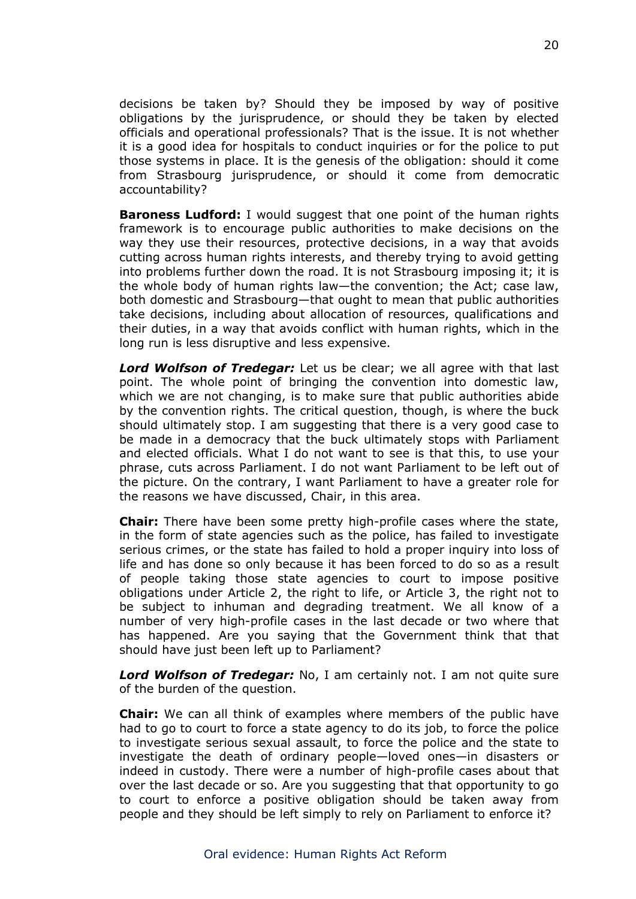decisions be taken by? Should they be imposed by way of positive obligations by the jurisprudence, or should they be taken by elected officials and operational professionals? That is the issue. It is not whether it is a good idea for hospitals to conduct inquiries or for the police to put those systems in place. It is the genesis of the obligation: should it come from Strasbourg jurisprudence, or should it come from democratic accountability?

**Baroness Ludford:** I would suggest that one point of the human rights framework is to encourage public authorities to make decisions on the way they use their resources, protective decisions, in a way that avoids cutting across human rights interests, and thereby trying to avoid getting into problems further down the road. It is not Strasbourg imposing it; it is the whole body of human rights law—the convention; the Act; case law, both domestic and Strasbourg—that ought to mean that public authorities take decisions, including about allocation of resources, qualifications and their duties, in a way that avoids conflict with human rights, which in the long run is less disruptive and less expensive.

***Lord Wolfson of Tredegar:*** Let us be clear; we all agree with that last point. The whole point of bringing the convention into domestic law, which we are not changing, is to make sure that public authorities abide by the convention rights. The critical question, though, is where the buck should ultimately stop. I am suggesting that there is a very good case to be made in a democracy that the buck ultimately stops with Parliament and elected officials. What I do not want to see is that this, to use your phrase, cuts across Parliament. I do not want Parliament to be left out of the picture. On the contrary, I want Parliament to have a greater role for the reasons we have discussed, Chair, in this area.

**Chair:** There have been some pretty high-profile cases where the state, in the form of state agencies such as the police, has failed to investigate serious crimes, or the state has failed to hold a proper inquiry into loss of life and has done so only because it has been forced to do so as a result of people taking those state agencies to court to impose positive obligations under Article 2, the right to life, or Article 3, the right not to be subject to inhuman and degrading treatment. We all know of a number of very high-profile cases in the last decade or two where that has happened. Are you saying that the Government think that that should have just been left up to Parliament?

***Lord Wolfson of Tredegar:*** No, I am certainly not. I am not quite sure of the burden of the question.

**Chair:** We can all think of examples where members of the public have had to go to court to force a state agency to do its job, to force the police to investigate serious sexual assault, to force the police and the state to investigate the death of ordinary people—loved ones—in disasters or indeed in custody. There were a number of high-profile cases about that over the last decade or so. Are you suggesting that that opportunity to go to court to enforce a positive obligation should be taken away from people and they should be left simply to rely on Parliament to enforce it?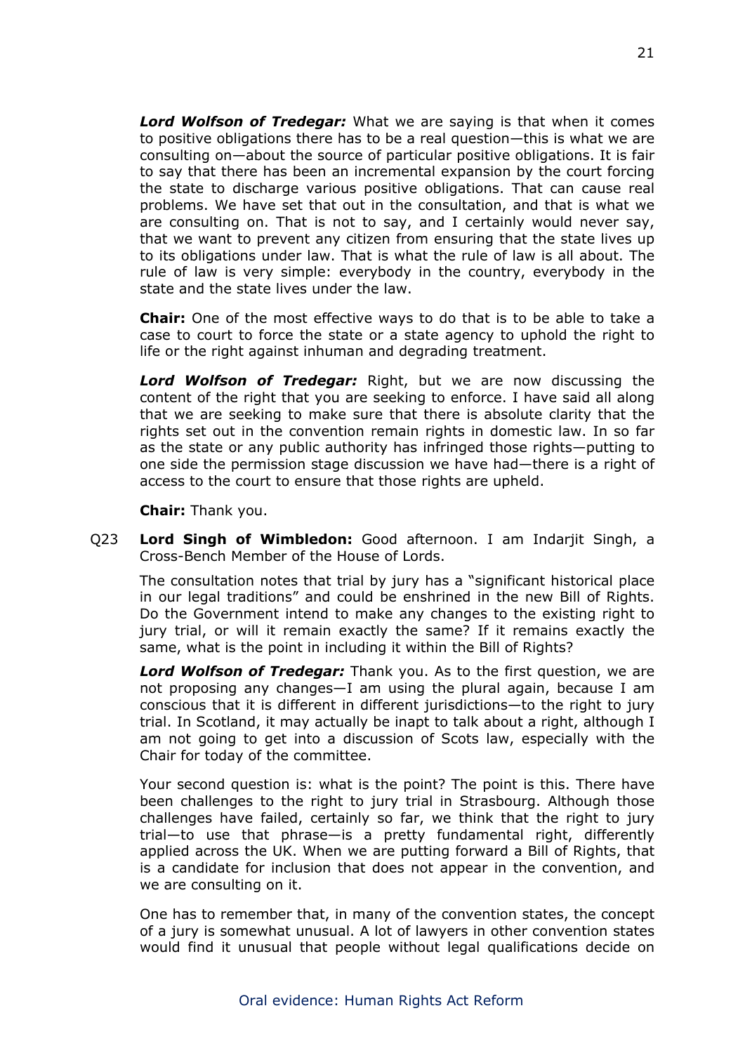***Lord Wolfson of Tredegar:*** What we are saying is that when it comes to positive obligations there has to be a real question—this is what we are consulting on—about the source of particular positive obligations. It is fair to say that there has been an incremental expansion by the court forcing the state to discharge various positive obligations. That can cause real problems. We have set that out in the consultation, and that is what we are consulting on. That is not to say, and I certainly would never say, that we want to prevent any citizen from ensuring that the state lives up to its obligations under law. That is what the rule of law is all about. The rule of law is very simple: everybody in the country, everybody in the state and the state lives under the law.

**Chair:** One of the most effective ways to do that is to be able to take a case to court to force the state or a state agency to uphold the right to life or the right against inhuman and degrading treatment.

***Lord Wolfson of Tredegar:*** Right, but we are now discussing the content of the right that you are seeking to enforce. I have said all along that we are seeking to make sure that there is absolute clarity that the rights set out in the convention remain rights in domestic law. In so far as the state or any public authority has infringed those rights—putting to one side the permission stage discussion we have had—there is a right of access to the court to ensure that those rights are upheld.

**Chair:** Thank you.

Q23 **Lord Singh of Wimbledon:** Good afternoon. I am Indarjit Singh, a Cross-Bench Member of the House of Lords.

The consultation notes that trial by jury has a "significant historical place in our legal traditions" and could be enshrined in the new Bill of Rights. Do the Government intend to make any changes to the existing right to jury trial, or will it remain exactly the same? If it remains exactly the same, what is the point in including it within the Bill of Rights?

***Lord Wolfson of Tredegar:*** Thank you. As to the first question, we are not proposing any changes—I am using the plural again, because I am conscious that it is different in different jurisdictions—to the right to jury trial. In Scotland, it may actually be inapt to talk about a right, although I am not going to get into a discussion of Scots law, especially with the Chair for today of the committee.

Your second question is: what is the point? The point is this. There have been challenges to the right to jury trial in Strasbourg. Although those challenges have failed, certainly so far, we think that the right to jury trial—to use that phrase—is a pretty fundamental right, differently applied across the UK. When we are putting forward a Bill of Rights, that is a candidate for inclusion that does not appear in the convention, and we are consulting on it.

One has to remember that, in many of the convention states, the concept of a jury is somewhat unusual. A lot of lawyers in other convention states would find it unusual that people without legal qualifications decide on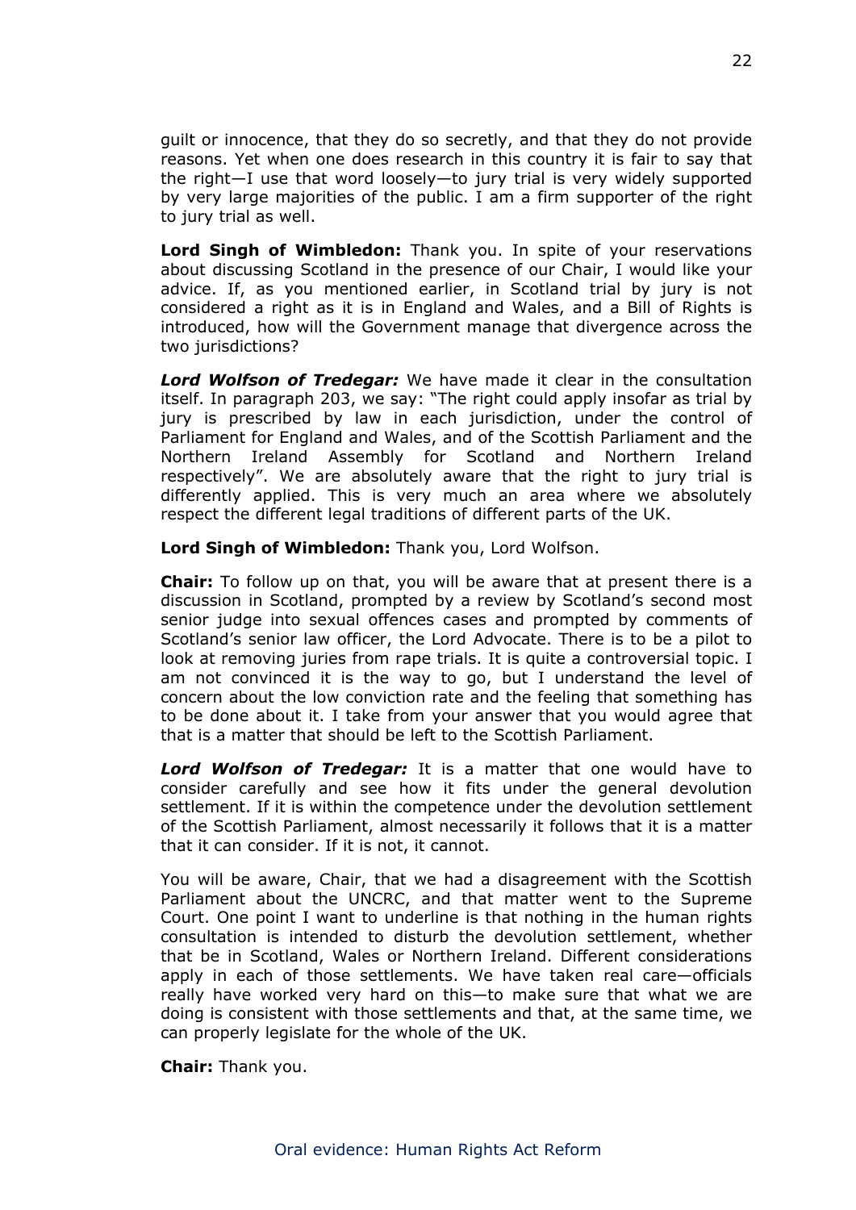guilt or innocence, that they do so secretly, and that they do not provide reasons. Yet when one does research in this country it is fair to say that the right—I use that word loosely—to jury trial is very widely supported by very large majorities of the public. I am a firm supporter of the right to jury trial as well.

**Lord Singh of Wimbledon:** Thank you. In spite of your reservations about discussing Scotland in the presence of our Chair, I would like your advice. If, as you mentioned earlier, in Scotland trial by jury is not considered a right as it is in England and Wales, and a Bill of Rights is introduced, how will the Government manage that divergence across the two jurisdictions?

***Lord Wolfson of Tredegar:*** We have made it clear in the consultation itself. In paragraph 203, we say: "The right could apply insofar as trial by jury is prescribed by law in each jurisdiction, under the control of Parliament for England and Wales, and of the Scottish Parliament and the Northern Ireland Assembly for Scotland and Northern Ireland respectively". We are absolutely aware that the right to jury trial is differently applied. This is very much an area where we absolutely respect the different legal traditions of different parts of the UK.

**Lord Singh of Wimbledon:** Thank you, Lord Wolfson.

**Chair:** To follow up on that, you will be aware that at present there is a discussion in Scotland, prompted by a review by Scotland's second most senior judge into sexual offences cases and prompted by comments of Scotland's senior law officer, the Lord Advocate. There is to be a pilot to look at removing juries from rape trials. It is quite a controversial topic. I am not convinced it is the way to go, but I understand the level of concern about the low conviction rate and the feeling that something has to be done about it. I take from your answer that you would agree that that is a matter that should be left to the Scottish Parliament.

***Lord Wolfson of Tredegar:*** It is a matter that one would have to consider carefully and see how it fits under the general devolution settlement. If it is within the competence under the devolution settlement of the Scottish Parliament, almost necessarily it follows that it is a matter that it can consider. If it is not, it cannot.

You will be aware, Chair, that we had a disagreement with the Scottish Parliament about the UNCRC, and that matter went to the Supreme Court. One point I want to underline is that nothing in the human rights consultation is intended to disturb the devolution settlement, whether that be in Scotland, Wales or Northern Ireland. Different considerations apply in each of those settlements. We have taken real care—officials really have worked very hard on this—to make sure that what we are doing is consistent with those settlements and that, at the same time, we can properly legislate for the whole of the UK.

**Chair:** Thank you.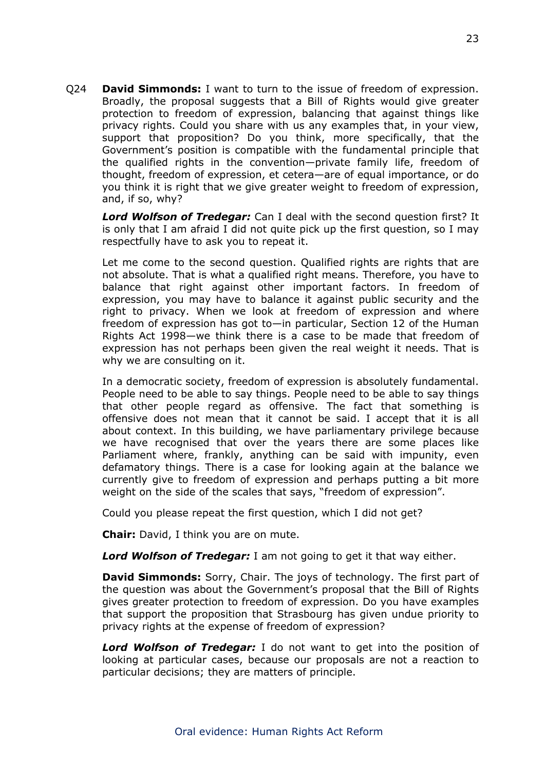Q24 **David Simmonds:** I want to turn to the issue of freedom of expression. Broadly, the proposal suggests that a Bill of Rights would give greater protection to freedom of expression, balancing that against things like privacy rights. Could you share with us any examples that, in your view, support that proposition? Do you think, more specifically, that the Government's position is compatible with the fundamental principle that the qualified rights in the convention—private family life, freedom of thought, freedom of expression, et cetera—are of equal importance, or do you think it is right that we give greater weight to freedom of expression, and, if so, why?

***Lord Wolfson of Tredegar:*** Can I deal with the second question first? It is only that I am afraid I did not quite pick up the first question, so I may respectfully have to ask you to repeat it.

Let me come to the second question. Qualified rights are rights that are not absolute. That is what a qualified right means. Therefore, you have to balance that right against other important factors. In freedom of expression, you may have to balance it against public security and the right to privacy. When we look at freedom of expression and where freedom of expression has got to—in particular, Section 12 of the Human Rights Act 1998—we think there is a case to be made that freedom of expression has not perhaps been given the real weight it needs. That is why we are consulting on it.

In a democratic society, freedom of expression is absolutely fundamental. People need to be able to say things. People need to be able to say things that other people regard as offensive. The fact that something is offensive does not mean that it cannot be said. I accept that it is all about context. In this building, we have parliamentary privilege because we have recognised that over the years there are some places like Parliament where, frankly, anything can be said with impunity, even defamatory things. There is a case for looking again at the balance we currently give to freedom of expression and perhaps putting a bit more weight on the side of the scales that says, "freedom of expression".

Could you please repeat the first question, which I did not get?

**Chair:** David, I think you are on mute.

***Lord Wolfson of Tredegar:*** I am not going to get it that way either.

**David Simmonds:** Sorry, Chair. The joys of technology. The first part of the question was about the Government's proposal that the Bill of Rights gives greater protection to freedom of expression. Do you have examples that support the proposition that Strasbourg has given undue priority to privacy rights at the expense of freedom of expression?

***Lord Wolfson of Tredegar:*** I do not want to get into the position of looking at particular cases, because our proposals are not a reaction to particular decisions; they are matters of principle.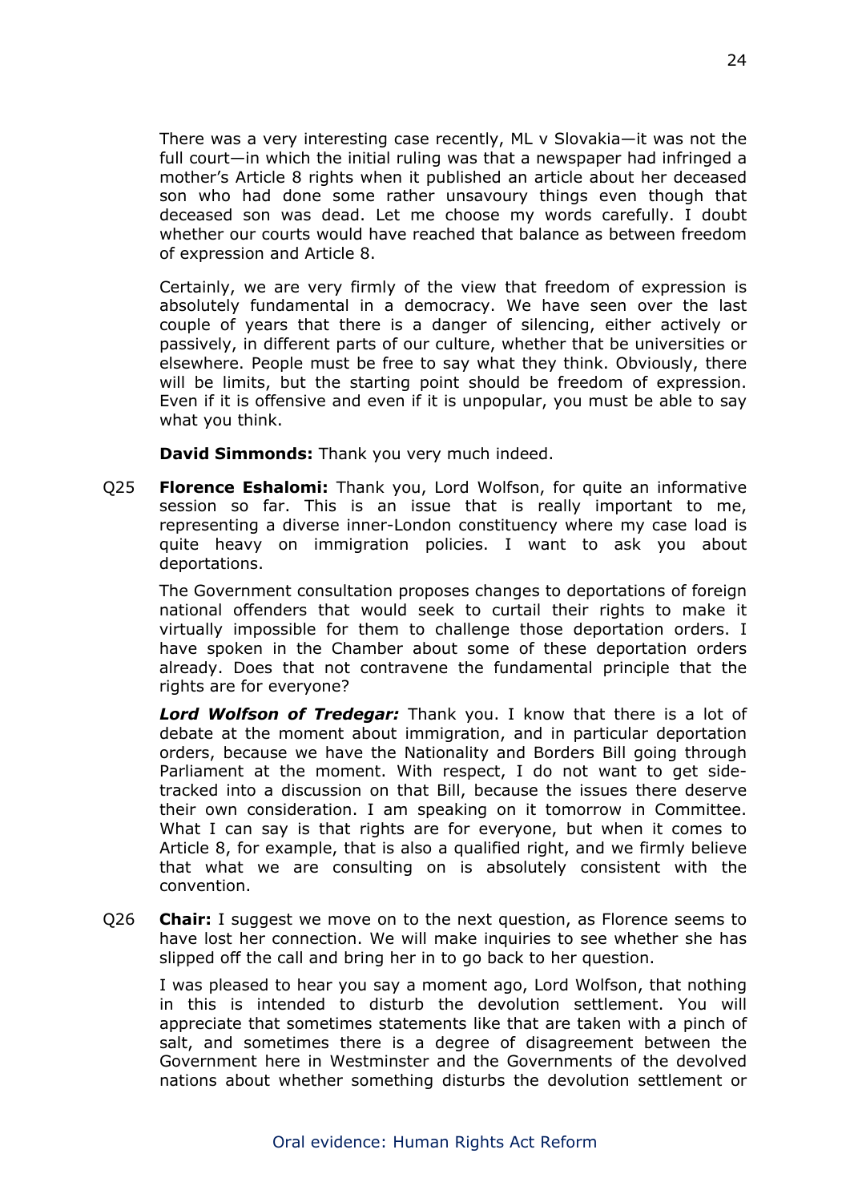There was a very interesting case recently, ML v Slovakia—it was not the full court—in which the initial ruling was that a newspaper had infringed a mother's Article 8 rights when it published an article about her deceased son who had done some rather unsavoury things even though that deceased son was dead. Let me choose my words carefully. I doubt whether our courts would have reached that balance as between freedom of expression and Article 8.

Certainly, we are very firmly of the view that freedom of expression is absolutely fundamental in a democracy. We have seen over the last couple of years that there is a danger of silencing, either actively or passively, in different parts of our culture, whether that be universities or elsewhere. People must be free to say what they think. Obviously, there will be limits, but the starting point should be freedom of expression. Even if it is offensive and even if it is unpopular, you must be able to say what you think.

**David Simmonds:** Thank you very much indeed.

Q25 **Florence Eshalomi:** Thank you, Lord Wolfson, for quite an informative session so far. This is an issue that is really important to me, representing a diverse inner-London constituency where my case load is quite heavy on immigration policies. I want to ask you about deportations.

The Government consultation proposes changes to deportations of foreign national offenders that would seek to curtail their rights to make it virtually impossible for them to challenge those deportation orders. I have spoken in the Chamber about some of these deportation orders already. Does that not contravene the fundamental principle that the rights are for everyone?

***Lord Wolfson of Tredegar:*** Thank you. I know that there is a lot of debate at the moment about immigration, and in particular deportation orders, because we have the Nationality and Borders Bill going through Parliament at the moment. With respect, I do not want to get side-tracked into a discussion on that Bill, because the issues there deserve their own consideration. I am speaking on it tomorrow in Committee. What I can say is that rights are for everyone, but when it comes to Article 8, for example, that is also a qualified right, and we firmly believe that what we are consulting on is absolutely consistent with the convention.

Q26 **Chair:** I suggest we move on to the next question, as Florence seems to have lost her connection. We will make inquiries to see whether she has slipped off the call and bring her in to go back to her question.

I was pleased to hear you say a moment ago, Lord Wolfson, that nothing in this is intended to disturb the devolution settlement. You will appreciate that sometimes statements like that are taken with a pinch of salt, and sometimes there is a degree of disagreement between the Government here in Westminster and the Governments of the devolved nations about whether something disturbs the devolution settlement or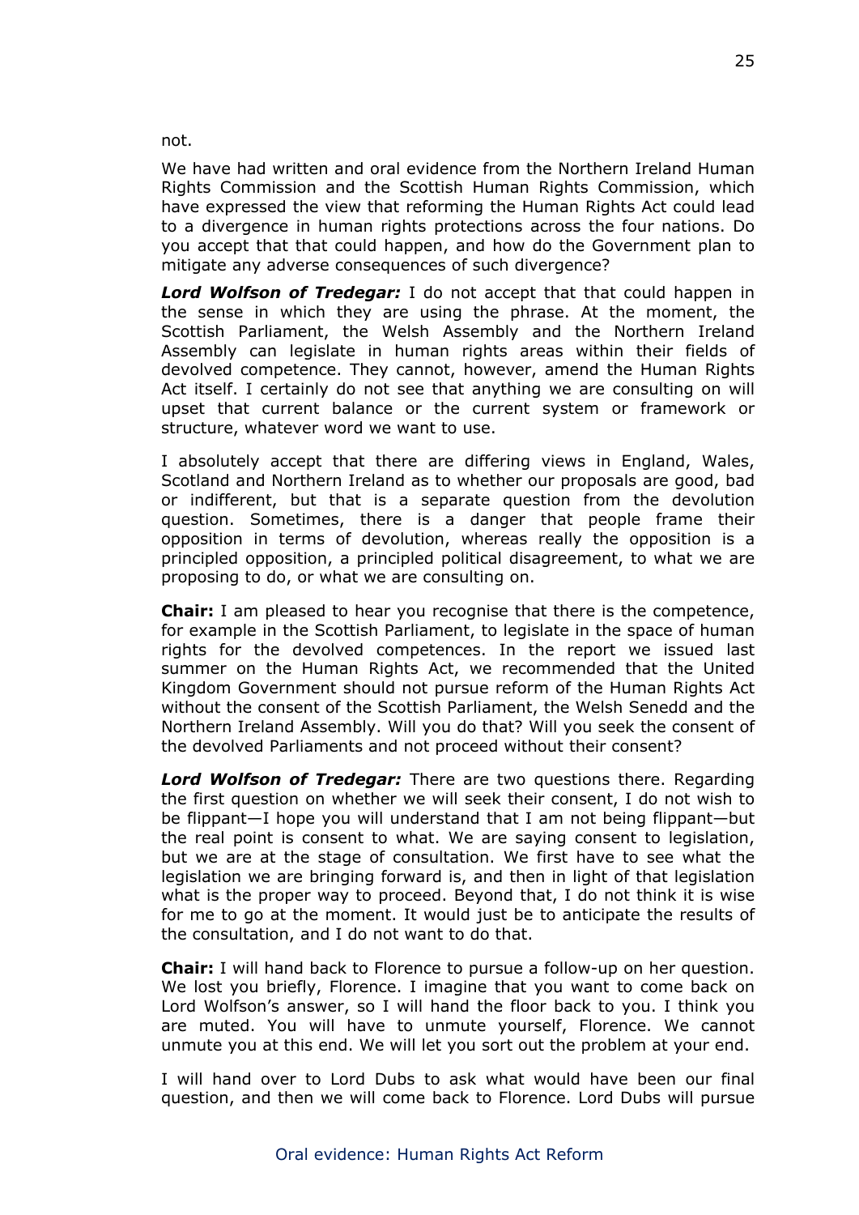not.

We have had written and oral evidence from the Northern Ireland Human Rights Commission and the Scottish Human Rights Commission, which have expressed the view that reforming the Human Rights Act could lead to a divergence in human rights protections across the four nations. Do you accept that that could happen, and how do the Government plan to mitigate any adverse consequences of such divergence?

***Lord Wolfson of Tredegar:*** I do not accept that that could happen in the sense in which they are using the phrase. At the moment, the Scottish Parliament, the Welsh Assembly and the Northern Ireland Assembly can legislate in human rights areas within their fields of devolved competence. They cannot, however, amend the Human Rights Act itself. I certainly do not see that anything we are consulting on will upset that current balance or the current system or framework or structure, whatever word we want to use.

I absolutely accept that there are differing views in England, Wales, Scotland and Northern Ireland as to whether our proposals are good, bad or indifferent, but that is a separate question from the devolution question. Sometimes, there is a danger that people frame their opposition in terms of devolution, whereas really the opposition is a principled opposition, a principled political disagreement, to what we are proposing to do, or what we are consulting on.

**Chair:** I am pleased to hear you recognise that there is the competence, for example in the Scottish Parliament, to legislate in the space of human rights for the devolved competences. In the report we issued last summer on the Human Rights Act, we recommended that the United Kingdom Government should not pursue reform of the Human Rights Act without the consent of the Scottish Parliament, the Welsh Senedd and the Northern Ireland Assembly. Will you do that? Will you seek the consent of the devolved Parliaments and not proceed without their consent?

***Lord Wolfson of Tredegar:*** There are two questions there. Regarding the first question on whether we will seek their consent, I do not wish to be flippant—I hope you will understand that I am not being flippant—but the real point is consent to what. We are saying consent to legislation, but we are at the stage of consultation. We first have to see what the legislation we are bringing forward is, and then in light of that legislation what is the proper way to proceed. Beyond that, I do not think it is wise for me to go at the moment. It would just be to anticipate the results of the consultation, and I do not want to do that.

**Chair:** I will hand back to Florence to pursue a follow-up on her question. We lost you briefly, Florence. I imagine that you want to come back on Lord Wolfson's answer, so I will hand the floor back to you. I think you are muted. You will have to unmute yourself, Florence. We cannot unmute you at this end. We will let you sort out the problem at your end.

I will hand over to Lord Dubs to ask what would have been our final question, and then we will come back to Florence. Lord Dubs will pursue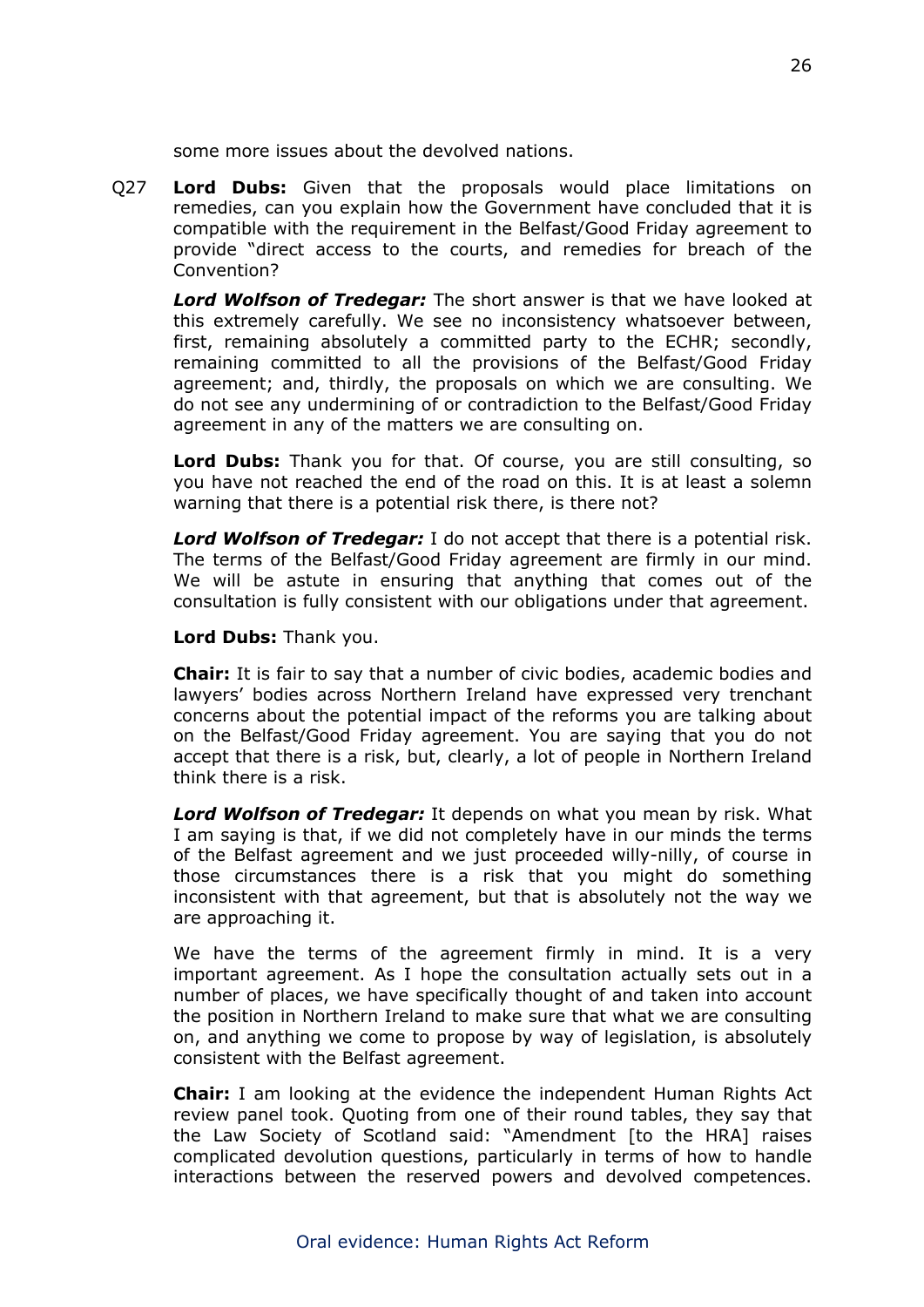some more issues about the devolved nations.

Q27 **Lord Dubs:** Given that the proposals would place limitations on remedies, can you explain how the Government have concluded that it is compatible with the requirement in the Belfast/Good Friday agreement to provide "direct access to the courts, and remedies for breach of the Convention?

***Lord Wolfson of Tredegar:*** The short answer is that we have looked at this extremely carefully. We see no inconsistency whatsoever between, first, remaining absolutely a committed party to the ECHR; secondly, remaining committed to all the provisions of the Belfast/Good Friday agreement; and, thirdly, the proposals on which we are consulting. We do not see any undermining of or contradiction to the Belfast/Good Friday agreement in any of the matters we are consulting on.

**Lord Dubs:** Thank you for that. Of course, you are still consulting, so you have not reached the end of the road on this. It is at least a solemn warning that there is a potential risk there, is there not?

***Lord Wolfson of Tredegar:*** I do not accept that there is a potential risk. The terms of the Belfast/Good Friday agreement are firmly in our mind. We will be astute in ensuring that anything that comes out of the consultation is fully consistent with our obligations under that agreement.

**Lord Dubs:** Thank you.

**Chair:** It is fair to say that a number of civic bodies, academic bodies and lawyers' bodies across Northern Ireland have expressed very trenchant concerns about the potential impact of the reforms you are talking about on the Belfast/Good Friday agreement. You are saying that you do not accept that there is a risk, but, clearly, a lot of people in Northern Ireland think there is a risk.

***Lord Wolfson of Tredegar:*** It depends on what you mean by risk. What I am saying is that, if we did not completely have in our minds the terms of the Belfast agreement and we just proceeded willy-nilly, of course in those circumstances there is a risk that you might do something inconsistent with that agreement, but that is absolutely not the way we are approaching it.

We have the terms of the agreement firmly in mind. It is a very important agreement. As I hope the consultation actually sets out in a number of places, we have specifically thought of and taken into account the position in Northern Ireland to make sure that what we are consulting on, and anything we come to propose by way of legislation, is absolutely consistent with the Belfast agreement.

**Chair:** I am looking at the evidence the independent Human Rights Act review panel took. Quoting from one of their round tables, they say that the Law Society of Scotland said: "Amendment [to the HRA] raises complicated devolution questions, particularly in terms of how to handle interactions between the reserved powers and devolved competences.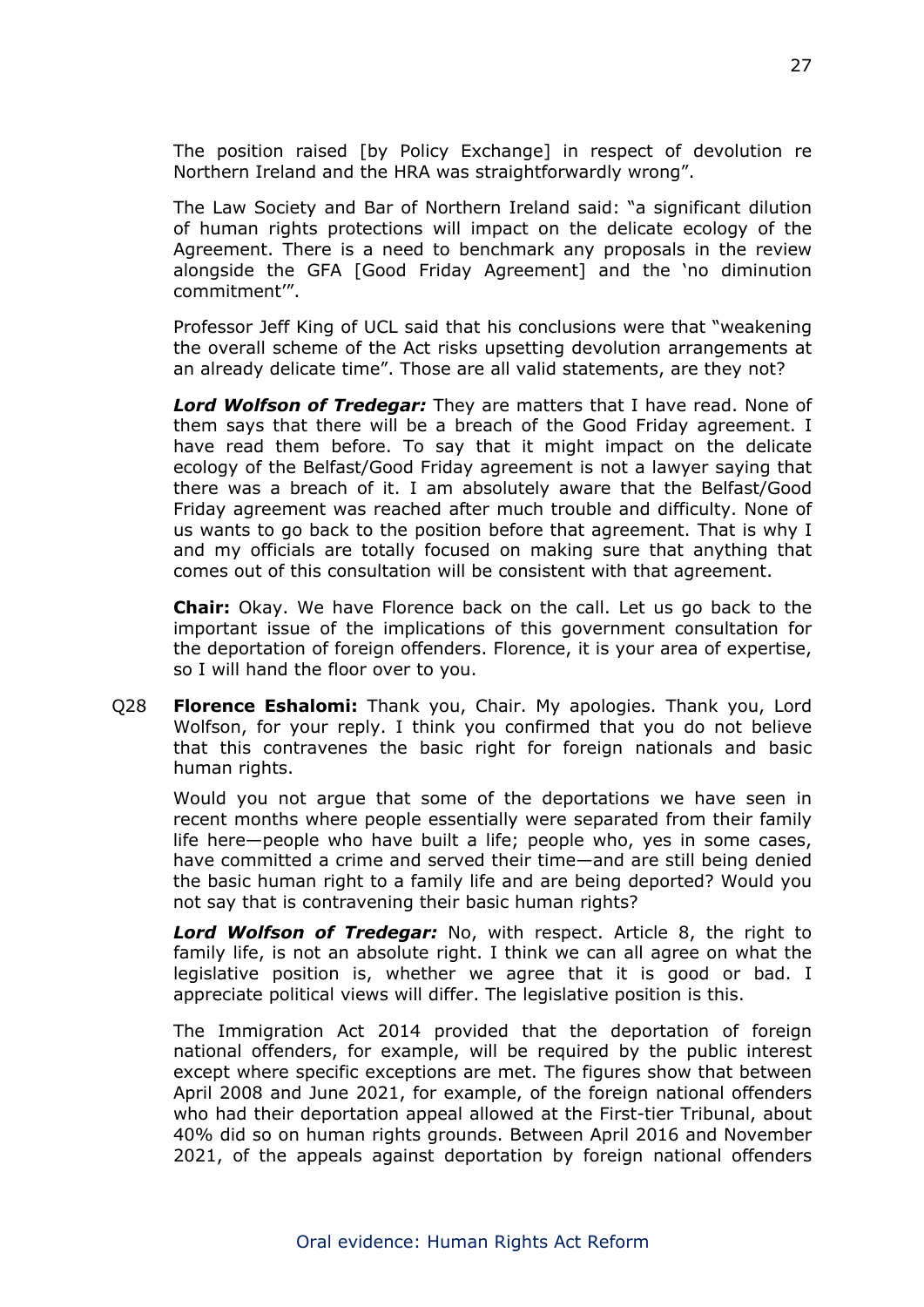The position raised [by Policy Exchange] in respect of devolution re Northern Ireland and the HRA was straightforwardly wrong".

The Law Society and Bar of Northern Ireland said: "a significant dilution of human rights protections will impact on the delicate ecology of the Agreement. There is a need to benchmark any proposals in the review alongside the GFA [Good Friday Agreement] and the 'no diminution commitment'".

Professor Jeff King of UCL said that his conclusions were that "weakening the overall scheme of the Act risks upsetting devolution arrangements at an already delicate time". Those are all valid statements, are they not?

***Lord Wolfson of Tredegar:*** They are matters that I have read. None of them says that there will be a breach of the Good Friday agreement. I have read them before. To say that it might impact on the delicate ecology of the Belfast/Good Friday agreement is not a lawyer saying that there was a breach of it. I am absolutely aware that the Belfast/Good Friday agreement was reached after much trouble and difficulty. None of us wants to go back to the position before that agreement. That is why I and my officials are totally focused on making sure that anything that comes out of this consultation will be consistent with that agreement.

**Chair:** Okay. We have Florence back on the call. Let us go back to the important issue of the implications of this government consultation for the deportation of foreign offenders. Florence, it is your area of expertise, so I will hand the floor over to you.

Q28 **Florence Eshalomi:** Thank you, Chair. My apologies. Thank you, Lord Wolfson, for your reply. I think you confirmed that you do not believe that this contravenes the basic right for foreign nationals and basic human rights.

Would you not argue that some of the deportations we have seen in recent months where people essentially were separated from their family life here—people who have built a life; people who, yes in some cases, have committed a crime and served their time—and are still being denied the basic human right to a family life and are being deported? Would you not say that is contravening their basic human rights?

***Lord Wolfson of Tredegar:*** No, with respect. Article 8, the right to family life, is not an absolute right. I think we can all agree on what the legislative position is, whether we agree that it is good or bad. I appreciate political views will differ. The legislative position is this.

The Immigration Act 2014 provided that the deportation of foreign national offenders, for example, will be required by the public interest except where specific exceptions are met. The figures show that between April 2008 and June 2021, for example, of the foreign national offenders who had their deportation appeal allowed at the First-tier Tribunal, about 40% did so on human rights grounds. Between April 2016 and November 2021, of the appeals against deportation by foreign national offenders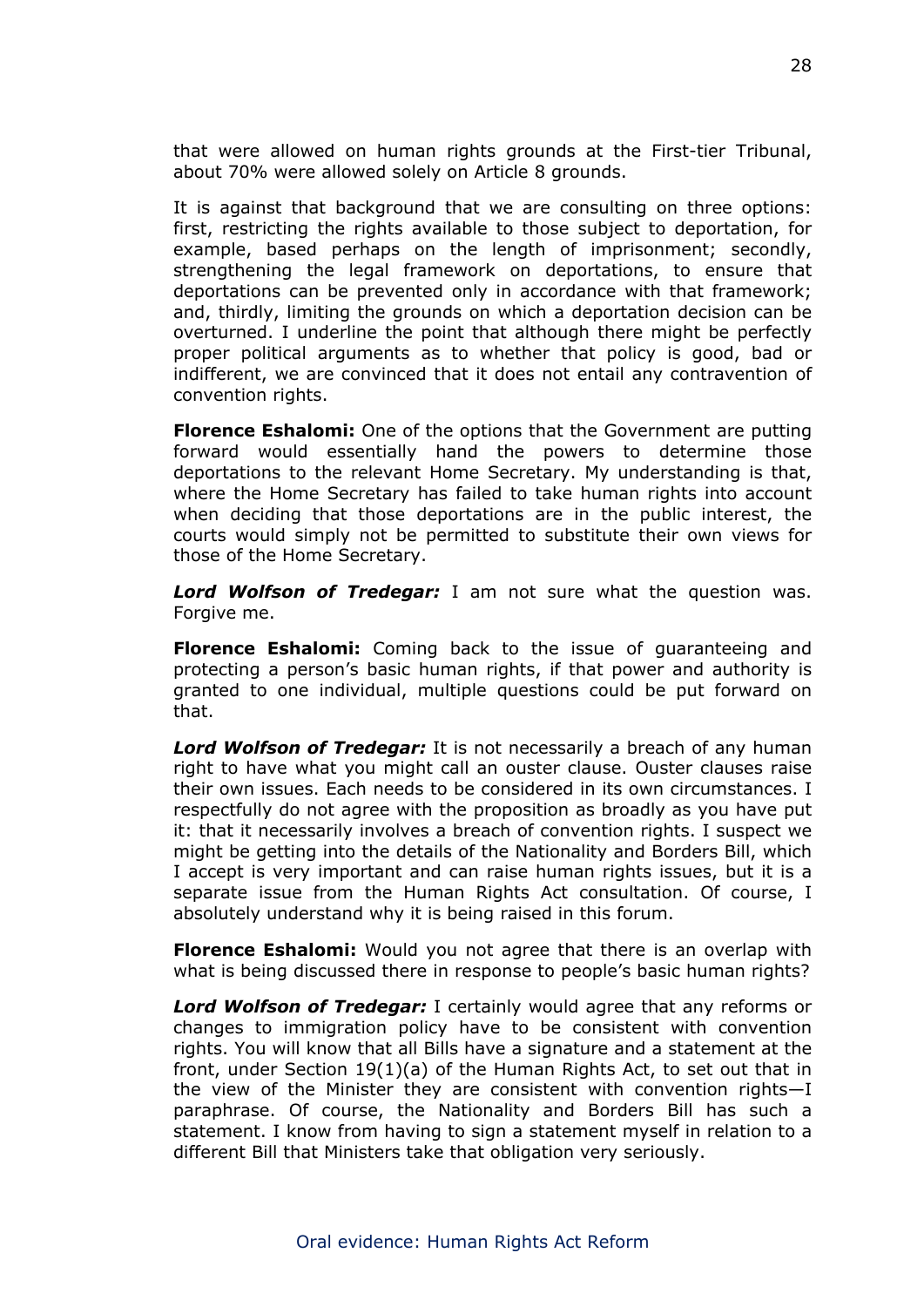that were allowed on human rights grounds at the First-tier Tribunal, about 70% were allowed solely on Article 8 grounds.

It is against that background that we are consulting on three options: first, restricting the rights available to those subject to deportation, for example, based perhaps on the length of imprisonment; secondly, strengthening the legal framework on deportations, to ensure that deportations can be prevented only in accordance with that framework; and, thirdly, limiting the grounds on which a deportation decision can be overturned. I underline the point that although there might be perfectly proper political arguments as to whether that policy is good, bad or indifferent, we are convinced that it does not entail any contravention of convention rights.

**Florence Eshalomi:** One of the options that the Government are putting forward would essentially hand the powers to determine those deportations to the relevant Home Secretary. My understanding is that, where the Home Secretary has failed to take human rights into account when deciding that those deportations are in the public interest, the courts would simply not be permitted to substitute their own views for those of the Home Secretary.

***Lord Wolfson of Tredegar:*** I am not sure what the question was. Forgive me.

**Florence Eshalomi:** Coming back to the issue of guaranteeing and protecting a person's basic human rights, if that power and authority is granted to one individual, multiple questions could be put forward on that.

***Lord Wolfson of Tredegar:*** It is not necessarily a breach of any human right to have what you might call an ouster clause. Ouster clauses raise their own issues. Each needs to be considered in its own circumstances. I respectfully do not agree with the proposition as broadly as you have put it: that it necessarily involves a breach of convention rights. I suspect we might be getting into the details of the Nationality and Borders Bill, which I accept is very important and can raise human rights issues, but it is a separate issue from the Human Rights Act consultation. Of course, I absolutely understand why it is being raised in this forum.

**Florence Eshalomi:** Would you not agree that there is an overlap with what is being discussed there in response to people's basic human rights?

***Lord Wolfson of Tredegar:*** I certainly would agree that any reforms or changes to immigration policy have to be consistent with convention rights. You will know that all Bills have a signature and a statement at the front, under Section 19(1)(a) of the Human Rights Act, to set out that in the view of the Minister they are consistent with convention rights—I paraphrase. Of course, the Nationality and Borders Bill has such a statement. I know from having to sign a statement myself in relation to a different Bill that Ministers take that obligation very seriously.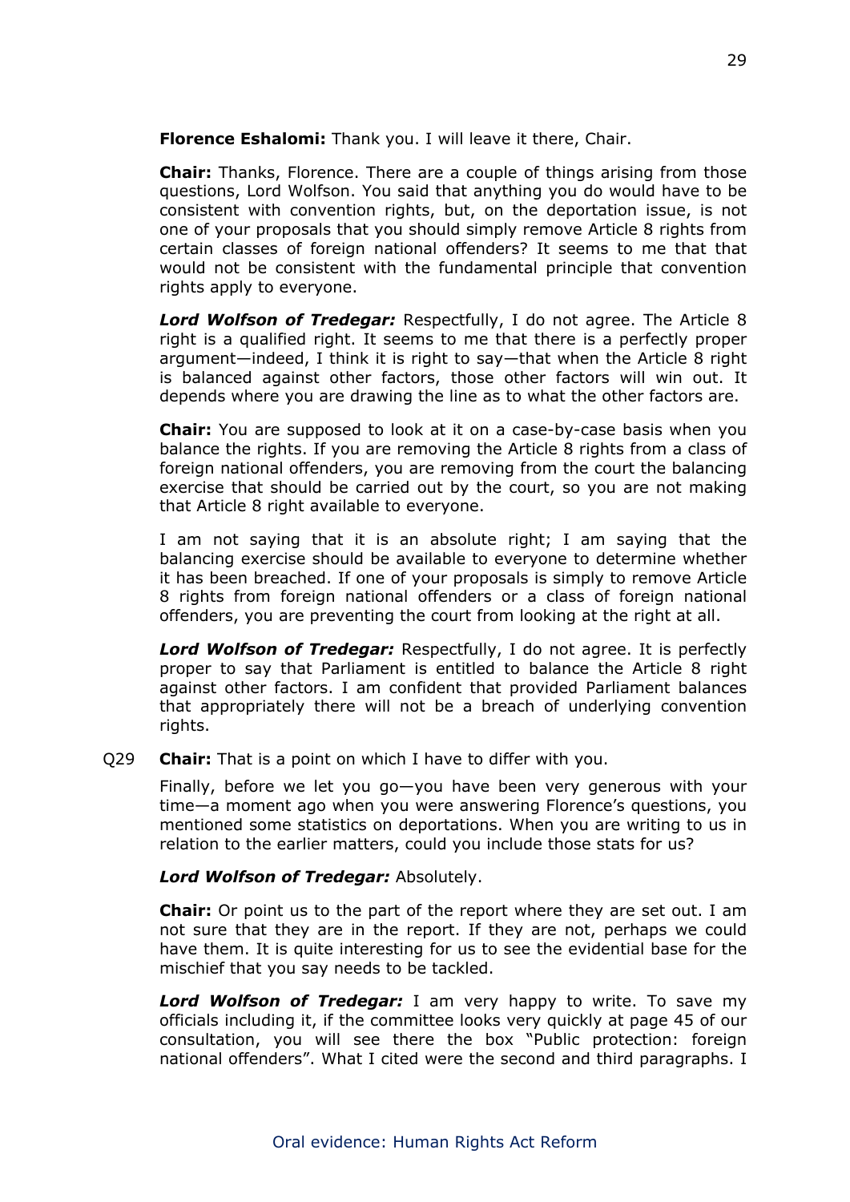**Florence Eshalomi:** Thank you. I will leave it there, Chair.

**Chair:** Thanks, Florence. There are a couple of things arising from those questions, Lord Wolfson. You said that anything you do would have to be consistent with convention rights, but, on the deportation issue, is not one of your proposals that you should simply remove Article 8 rights from certain classes of foreign national offenders? It seems to me that that would not be consistent with the fundamental principle that convention rights apply to everyone.

***Lord Wolfson of Tredegar:*** Respectfully, I do not agree. The Article 8 right is a qualified right. It seems to me that there is a perfectly proper argument—indeed, I think it is right to say—that when the Article 8 right is balanced against other factors, those other factors will win out. It depends where you are drawing the line as to what the other factors are.

**Chair:** You are supposed to look at it on a case-by-case basis when you balance the rights. If you are removing the Article 8 rights from a class of foreign national offenders, you are removing from the court the balancing exercise that should be carried out by the court, so you are not making that Article 8 right available to everyone.

I am not saying that it is an absolute right; I am saying that the balancing exercise should be available to everyone to determine whether it has been breached. If one of your proposals is simply to remove Article 8 rights from foreign national offenders or a class of foreign national offenders, you are preventing the court from looking at the right at all.

***Lord Wolfson of Tredegar:*** Respectfully, I do not agree. It is perfectly proper to say that Parliament is entitled to balance the Article 8 right against other factors. I am confident that provided Parliament balances that appropriately there will not be a breach of underlying convention rights.

Q29 **Chair:** That is a point on which I have to differ with you.

Finally, before we let you go—you have been very generous with your time—a moment ago when you were answering Florence's questions, you mentioned some statistics on deportations. When you are writing to us in relation to the earlier matters, could you include those stats for us?

***Lord Wolfson of Tredegar:*** Absolutely.

**Chair:** Or point us to the part of the report where they are set out. I am not sure that they are in the report. If they are not, perhaps we could have them. It is quite interesting for us to see the evidential base for the mischief that you say needs to be tackled.

***Lord Wolfson of Tredegar:*** I am very happy to write. To save my officials including it, if the committee looks very quickly at page 45 of our consultation, you will see there the box "Public protection: foreign national offenders". What I cited were the second and third paragraphs. I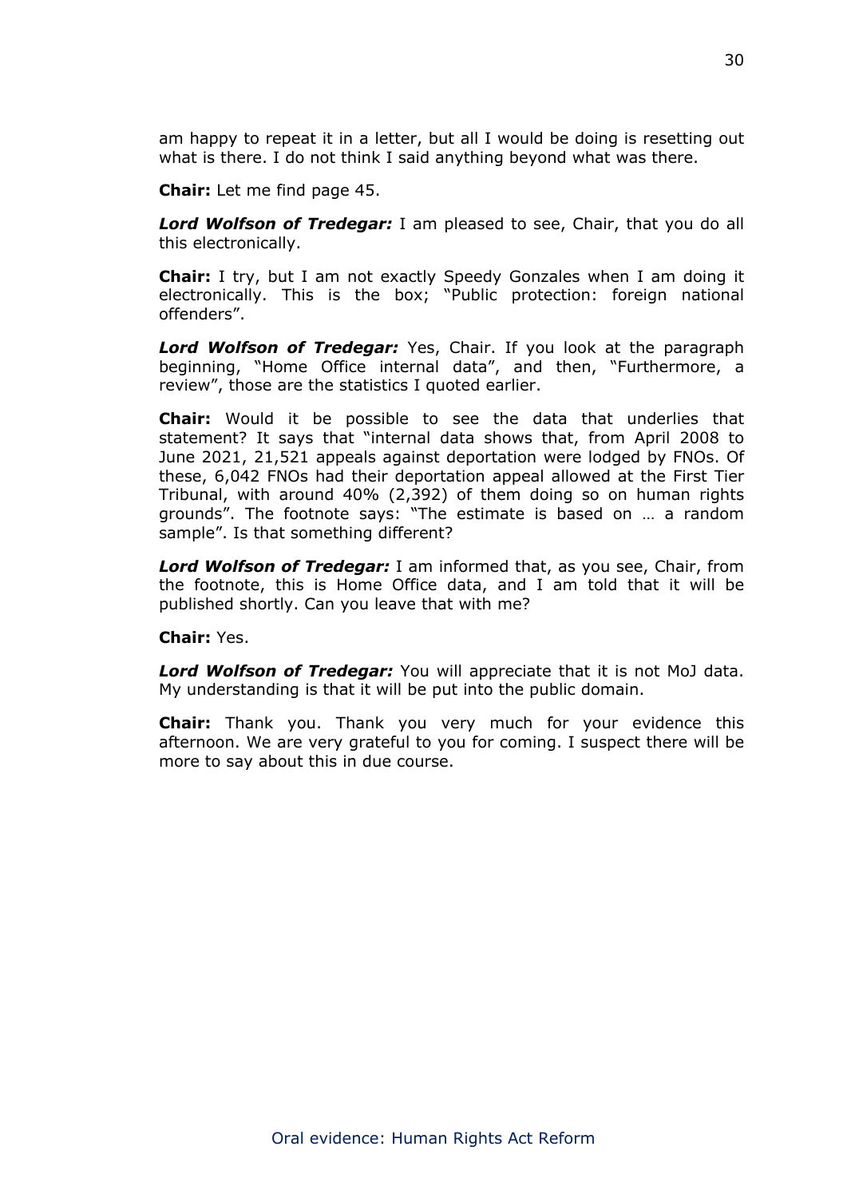am happy to repeat it in a letter, but all I would be doing is resetting out what is there. I do not think I said anything beyond what was there.

**Chair:** Let me find page 45.

***Lord Wolfson of Tredegar:*** I am pleased to see, Chair, that you do all this electronically.

**Chair:** I try, but I am not exactly Speedy Gonzales when I am doing it electronically. This is the box; "Public protection: foreign national offenders".

***Lord Wolfson of Tredegar:*** Yes, Chair. If you look at the paragraph beginning, "Home Office internal data", and then, "Furthermore, a review", those are the statistics I quoted earlier.

**Chair:** Would it be possible to see the data that underlies that statement? It says that "internal data shows that, from April 2008 to June 2021, 21,521 appeals against deportation were lodged by FNOs. Of these, 6,042 FNOs had their deportation appeal allowed at the First Tier Tribunal, with around 40% (2,392) of them doing so on human rights grounds". The footnote says: "The estimate is based on … a random sample". Is that something different?

***Lord Wolfson of Tredegar:*** I am informed that, as you see, Chair, from the footnote, this is Home Office data, and I am told that it will be published shortly. Can you leave that with me?

**Chair:** Yes.

***Lord Wolfson of Tredegar:*** You will appreciate that it is not MoJ data. My understanding is that it will be put into the public domain.

**Chair:** Thank you. Thank you very much for your evidence this afternoon. We are very grateful to you for coming. I suspect there will be more to say about this in due course.